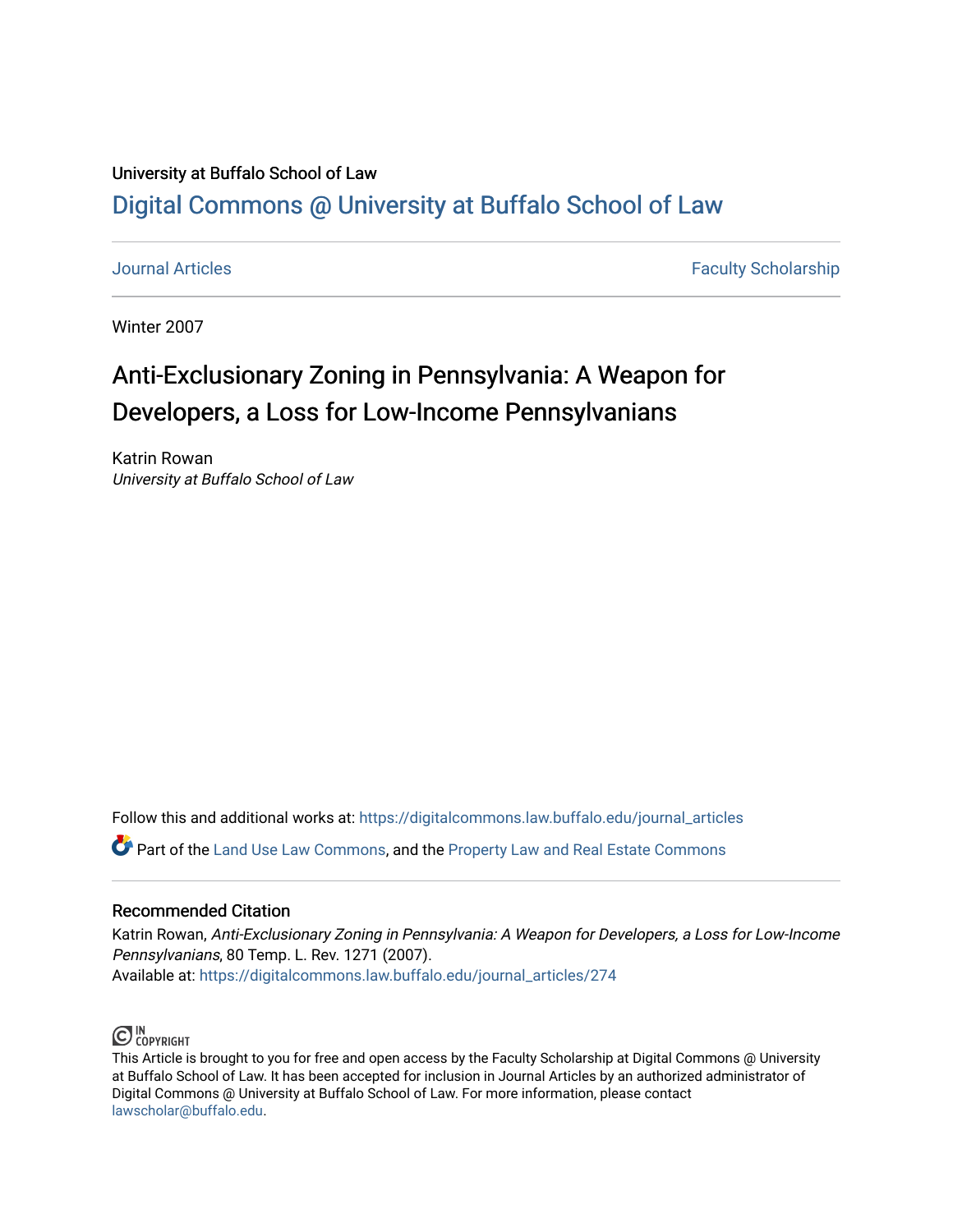University at Buffalo School of Law

# Digital Commons @ University at Buffalo School of Law

Journal Articles | Faculty Scholarship

Winter 2007

## Anti-Exclusionary Zoning in Pennsylvania: A Weapon for Developers, a Loss for Low-Income Pennsylvanians

Katrin Rowan
*University at Buffalo School of Law*

Follow this and additional works at: https://digitalcommons.law.buffalo.edu/journal_articles

Part of the Land Use Law Commons, and the Property Law and Real Estate Commons

### Recommended Citation

Katrin Rowan, *Anti-Exclusionary Zoning in Pennsylvania: A Weapon for Developers, a Loss for Low-Income Pennsylvanians*, 80 Temp. L. Rev. 1271 (2007).
Available at: https://digitalcommons.law.buffalo.edu/journal_articles/274

IN COPYRIGHT

This Article is brought to you for free and open access by the Faculty Scholarship at Digital Commons @ University at Buffalo School of Law. It has been accepted for inclusion in Journal Articles by an authorized administrator of Digital Commons @ University at Buffalo School of Law. For more information, please contact lawscholar@buffalo.edu.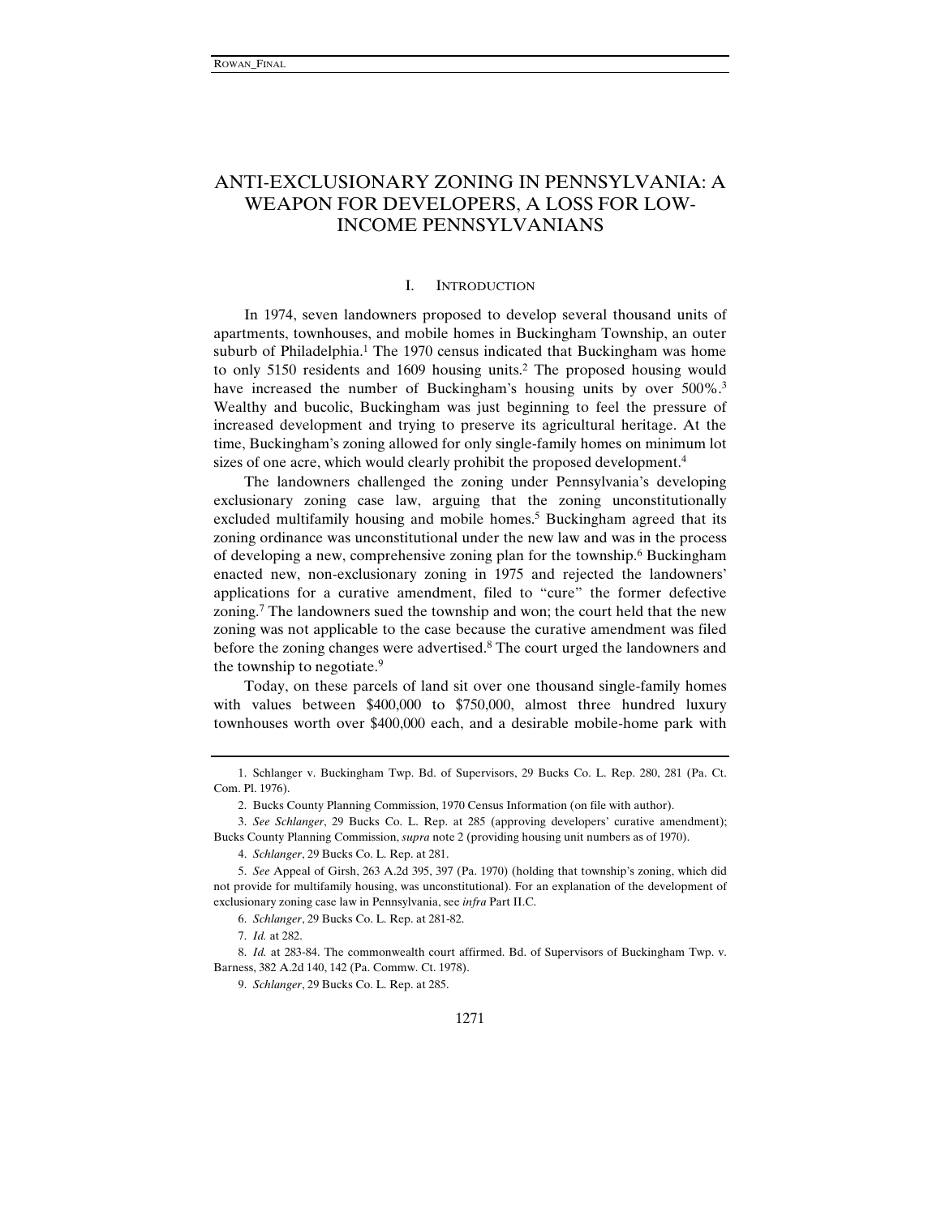# ANTI-EXCLUSIONARY ZONING IN PENNSYLVANIA: A WEAPON FOR DEVELOPERS, A LOSS FOR LOW-INCOME PENNSYLVANIANS

## I. INTRODUCTION

In 1974, seven landowners proposed to develop several thousand units of apartments, townhouses, and mobile homes in Buckingham Township, an outer suburb of Philadelphia.[1] The 1970 census indicated that Buckingham was home to only 5150 residents and 1609 housing units.[2] The proposed housing would have increased the number of Buckingham's housing units by over 500%.[3] Wealthy and bucolic, Buckingham was just beginning to feel the pressure of increased development and trying to preserve its agricultural heritage. At the time, Buckingham's zoning allowed for only single-family homes on minimum lot sizes of one acre, which would clearly prohibit the proposed development.[4]

The landowners challenged the zoning under Pennsylvania's developing exclusionary zoning case law, arguing that the zoning unconstitutionally excluded multifamily housing and mobile homes.[5] Buckingham agreed that its zoning ordinance was unconstitutional under the new law and was in the process of developing a new, comprehensive zoning plan for the township.[6] Buckingham enacted new, non-exclusionary zoning in 1975 and rejected the landowners' applications for a curative amendment, filed to "cure" the former defective zoning.[7] The landowners sued the township and won; the court held that the new zoning was not applicable to the case because the curative amendment was filed before the zoning changes were advertised.[8] The court urged the landowners and the township to negotiate.[9]

Today, on these parcels of land sit over one thousand single-family homes with values between $400,000 to $750,000, almost three hundred luxury townhouses worth over $400,000 each, and a desirable mobile-home park with

---

1. Schlanger v. Buckingham Twp. Bd. of Supervisors, 29 Bucks Co. L. Rep. 280, 281 (Pa. Ct. Com. Pl. 1976).

2. Bucks County Planning Commission, 1970 Census Information (on file with author).

3. *See Schlanger*, 29 Bucks Co. L. Rep. at 285 (approving developers' curative amendment); Bucks County Planning Commission, *supra* note 2 (providing housing unit numbers as of 1970).

4. *Schlanger*, 29 Bucks Co. L. Rep. at 281.

5. *See* Appeal of Girsh, 263 A.2d 395, 397 (Pa. 1970) (holding that township's zoning, which did not provide for multifamily housing, was unconstitutional). For an explanation of the development of exclusionary zoning case law in Pennsylvania, see *infra* Part II.C.

6. *Schlanger*, 29 Bucks Co. L. Rep. at 281-82.

7. *Id.* at 282.

8. *Id.* at 283-84. The commonwealth court affirmed. Bd. of Supervisors of Buckingham Twp. v. Barness, 382 A.2d 140, 142 (Pa. Commw. Ct. 1978).

9. *Schlanger*, 29 Bucks Co. L. Rep. at 285.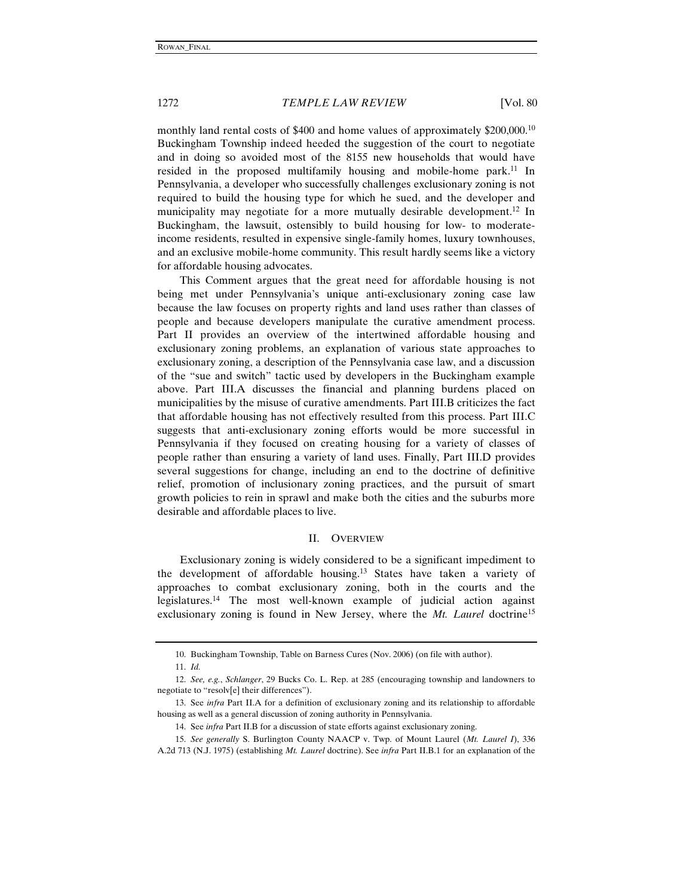monthly land rental costs of $400 and home values of approximately $200,000.[10] Buckingham Township indeed heeded the suggestion of the court to negotiate and in doing so avoided most of the 8155 new households that would have resided in the proposed multifamily housing and mobile-home park.[11] In Pennsylvania, a developer who successfully challenges exclusionary zoning is not required to build the housing type for which he sued, and the developer and municipality may negotiate for a more mutually desirable development.[12] In Buckingham, the lawsuit, ostensibly to build housing for low- to moderate-income residents, resulted in expensive single-family homes, luxury townhouses, and an exclusive mobile-home community. This result hardly seems like a victory for affordable housing advocates.

This Comment argues that the great need for affordable housing is not being met under Pennsylvania's unique anti-exclusionary zoning case law because the law focuses on property rights and land uses rather than classes of people and because developers manipulate the curative amendment process. Part II provides an overview of the intertwined affordable housing and exclusionary zoning problems, an explanation of various state approaches to exclusionary zoning, a description of the Pennsylvania case law, and a discussion of the "sue and switch" tactic used by developers in the Buckingham example above. Part III.A discusses the financial and planning burdens placed on municipalities by the misuse of curative amendments. Part III.B criticizes the fact that affordable housing has not effectively resulted from this process. Part III.C suggests that anti-exclusionary zoning efforts would be more successful in Pennsylvania if they focused on creating housing for a variety of classes of people rather than ensuring a variety of land uses. Finally, Part III.D provides several suggestions for change, including an end to the doctrine of definitive relief, promotion of inclusionary zoning practices, and the pursuit of smart growth policies to rein in sprawl and make both the cities and the suburbs more desirable and affordable places to live.

## II. Overview

Exclusionary zoning is widely considered to be a significant impediment to the development of affordable housing.[13] States have taken a variety of approaches to combat exclusionary zoning, both in the courts and the legislatures.[14] The most well-known example of judicial action against exclusionary zoning is found in New Jersey, where the *Mt. Laurel* doctrine[15]

---

10. Buckingham Township, Table on Barness Cures (Nov. 2006) (on file with author).

11. *Id.*

12. *See, e.g.*, *Schlanger*, 29 Bucks Co. L. Rep. at 285 (encouraging township and landowners to negotiate to "resolv[e] their differences").

13. See *infra* Part II.A for a definition of exclusionary zoning and its relationship to affordable housing as well as a general discussion of zoning authority in Pennsylvania.

14. See *infra* Part II.B for a discussion of state efforts against exclusionary zoning.

15. *See generally* S. Burlington County NAACP v. Twp. of Mount Laurel (*Mt. Laurel I*), 336 A.2d 713 (N.J. 1975) (establishing *Mt. Laurel* doctrine). See *infra* Part II.B.1 for an explanation of the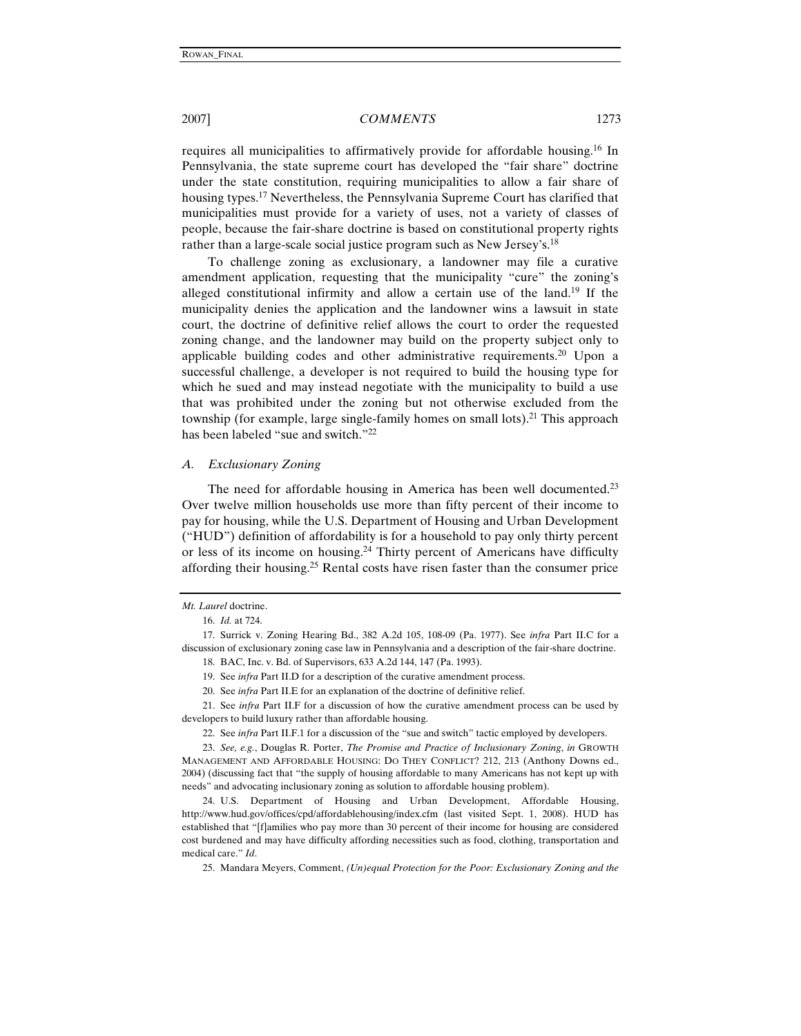requires all municipalities to affirmatively provide for affordable housing.[16] In Pennsylvania, the state supreme court has developed the "fair share" doctrine under the state constitution, requiring municipalities to allow a fair share of housing types.[17] Nevertheless, the Pennsylvania Supreme Court has clarified that municipalities must provide for a variety of uses, not a variety of classes of people, because the fair-share doctrine is based on constitutional property rights rather than a large-scale social justice program such as New Jersey's.[18]

To challenge zoning as exclusionary, a landowner may file a curative amendment application, requesting that the municipality "cure" the zoning's alleged constitutional infirmity and allow a certain use of the land.[19] If the municipality denies the application and the landowner wins a lawsuit in state court, the doctrine of definitive relief allows the court to order the requested zoning change, and the landowner may build on the property subject only to applicable building codes and other administrative requirements.[20] Upon a successful challenge, a developer is not required to build the housing type for which he sued and may instead negotiate with the municipality to build a use that was prohibited under the zoning but not otherwise excluded from the township (for example, large single-family homes on small lots).[21] This approach has been labeled "sue and switch."[22]

### A. Exclusionary Zoning

The need for affordable housing in America has been well documented.[23] Over twelve million households use more than fifty percent of their income to pay for housing, while the U.S. Department of Housing and Urban Development ("HUD") definition of affordability is for a household to pay only thirty percent or less of its income on housing.[24] Thirty percent of Americans have difficulty affording their housing.[25] Rental costs have risen faster than the consumer price

---

*Mt. Laurel* doctrine.

16. *Id.* at 724.

17. Surrick v. Zoning Hearing Bd., 382 A.2d 105, 108-09 (Pa. 1977). See *infra* Part II.C for a discussion of exclusionary zoning case law in Pennsylvania and a description of the fair-share doctrine.

18. BAC, Inc. v. Bd. of Supervisors, 633 A.2d 144, 147 (Pa. 1993).

19. See *infra* Part II.D for a description of the curative amendment process.

20. See *infra* Part II.E for an explanation of the doctrine of definitive relief.

21. See *infra* Part II.F for a discussion of how the curative amendment process can be used by developers to build luxury rather than affordable housing.

22. See *infra* Part II.F.1 for a discussion of the "sue and switch" tactic employed by developers.

23. *See, e.g.*, Douglas R. Porter, *The Promise and Practice of Inclusionary Zoning*, *in* GROWTH MANAGEMENT AND AFFORDABLE HOUSING: DO THEY CONFLICT? 212, 213 (Anthony Downs ed., 2004) (discussing fact that "the supply of housing affordable to many Americans has not kept up with needs" and advocating inclusionary zoning as solution to affordable housing problem).

24. U.S. Department of Housing and Urban Development, Affordable Housing, http://www.hud.gov/offices/cpd/affordablehousing/index.cfm (last visited Sept. 1, 2008). HUD has established that "[f]amilies who pay more than 30 percent of their income for housing are considered cost burdened and may have difficulty affording necessities such as food, clothing, transportation and medical care." *Id*.

25. Mandara Meyers, Comment, *(Un)equal Protection for the Poor: Exclusionary Zoning and the*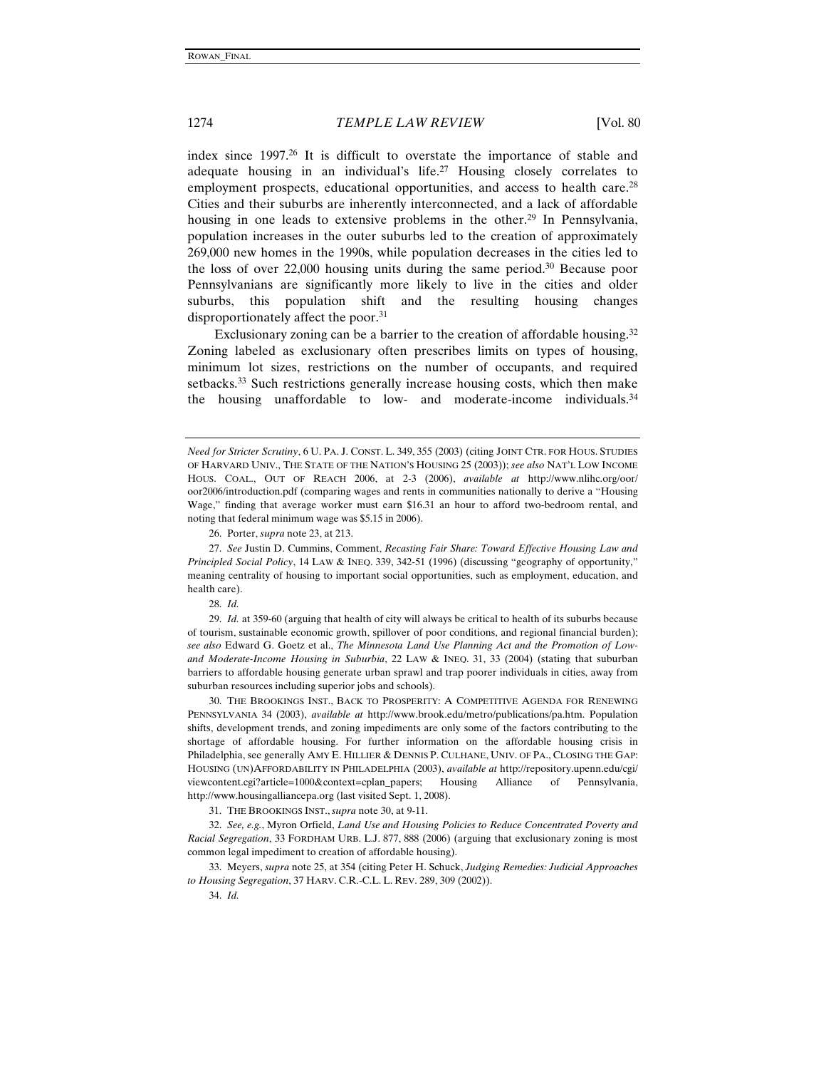index since 1997.[26] It is difficult to overstate the importance of stable and adequate housing in an individual's life.[27] Housing closely correlates to employment prospects, educational opportunities, and access to health care.[28] Cities and their suburbs are inherently interconnected, and a lack of affordable housing in one leads to extensive problems in the other.[29] In Pennsylvania, population increases in the outer suburbs led to the creation of approximately 269,000 new homes in the 1990s, while population decreases in the cities led to the loss of over 22,000 housing units during the same period.[30] Because poor Pennsylvanians are significantly more likely to live in the cities and older suburbs, this population shift and the resulting housing changes disproportionately affect the poor.[31]

Exclusionary zoning can be a barrier to the creation of affordable housing.[32] Zoning labeled as exclusionary often prescribes limits on types of housing, minimum lot sizes, restrictions on the number of occupants, and required setbacks.[33] Such restrictions generally increase housing costs, which then make the housing unaffordable to low- and moderate-income individuals.[34]

---

*Need for Stricter Scrutiny*, 6 U. PA. J. CONST. L. 349, 355 (2003) (citing JOINT CTR. FOR HOUS. STUDIES OF HARVARD UNIV., THE STATE OF THE NATION'S HOUSING 25 (2003)); *see also* NAT'L LOW INCOME HOUS. COAL., OUT OF REACH 2006, at 2-3 (2006), *available at* http://www.nlihc.org/oor/oor2006/introduction.pdf (comparing wages and rents in communities nationally to derive a "Housing Wage," finding that average worker must earn $16.31 an hour to afford two-bedroom rental, and noting that federal minimum wage was $5.15 in 2006).

26. Porter, *supra* note 23, at 213.

27. *See* Justin D. Cummins, Comment, *Recasting Fair Share: Toward Effective Housing Law and Principled Social Policy*, 14 LAW & INEQ. 339, 342-51 (1996) (discussing "geography of opportunity," meaning centrality of housing to important social opportunities, such as employment, education, and health care).

28. *Id.*

29. *Id.* at 359-60 (arguing that health of city will always be critical to health of its suburbs because of tourism, sustainable economic growth, spillover of poor conditions, and regional financial burden); *see also* Edward G. Goetz et al., *The Minnesota Land Use Planning Act and the Promotion of Low- and Moderate-Income Housing in Suburbia*, 22 LAW & INEQ. 31, 33 (2004) (stating that suburban barriers to affordable housing generate urban sprawl and trap poorer individuals in cities, away from suburban resources including superior jobs and schools).

30. THE BROOKINGS INST., BACK TO PROSPERITY: A COMPETITIVE AGENDA FOR RENEWING PENNSYLVANIA 34 (2003), *available at* http://www.brook.edu/metro/publications/pa.htm. Population shifts, development trends, and zoning impediments are only some of the factors contributing to the shortage of affordable housing. For further information on the affordable housing crisis in Philadelphia, see generally AMY E. HILLIER & DENNIS P. CULHANE, UNIV. OF PA., CLOSING THE GAP: HOUSING (UN)AFFORDABILITY IN PHILADELPHIA (2003), *available at* http://repository.upenn.edu/cgi/viewcontent.cgi?article=1000&context=cplan_papers; Housing Alliance of Pennsylvania, http://www.housingalliancepa.org (last visited Sept. 1, 2008).

31. THE BROOKINGS INST., *supra* note 30, at 9-11.

32. *See, e.g.*, Myron Orfield, *Land Use and Housing Policies to Reduce Concentrated Poverty and Racial Segregation*, 33 FORDHAM URB. L.J. 877, 888 (2006) (arguing that exclusionary zoning is most common legal impediment to creation of affordable housing).

33. Meyers, *supra* note 25, at 354 (citing Peter H. Schuck, *Judging Remedies: Judicial Approaches to Housing Segregation*, 37 HARV. C.R.-C.L. L. REV. 289, 309 (2002)).

34. *Id.*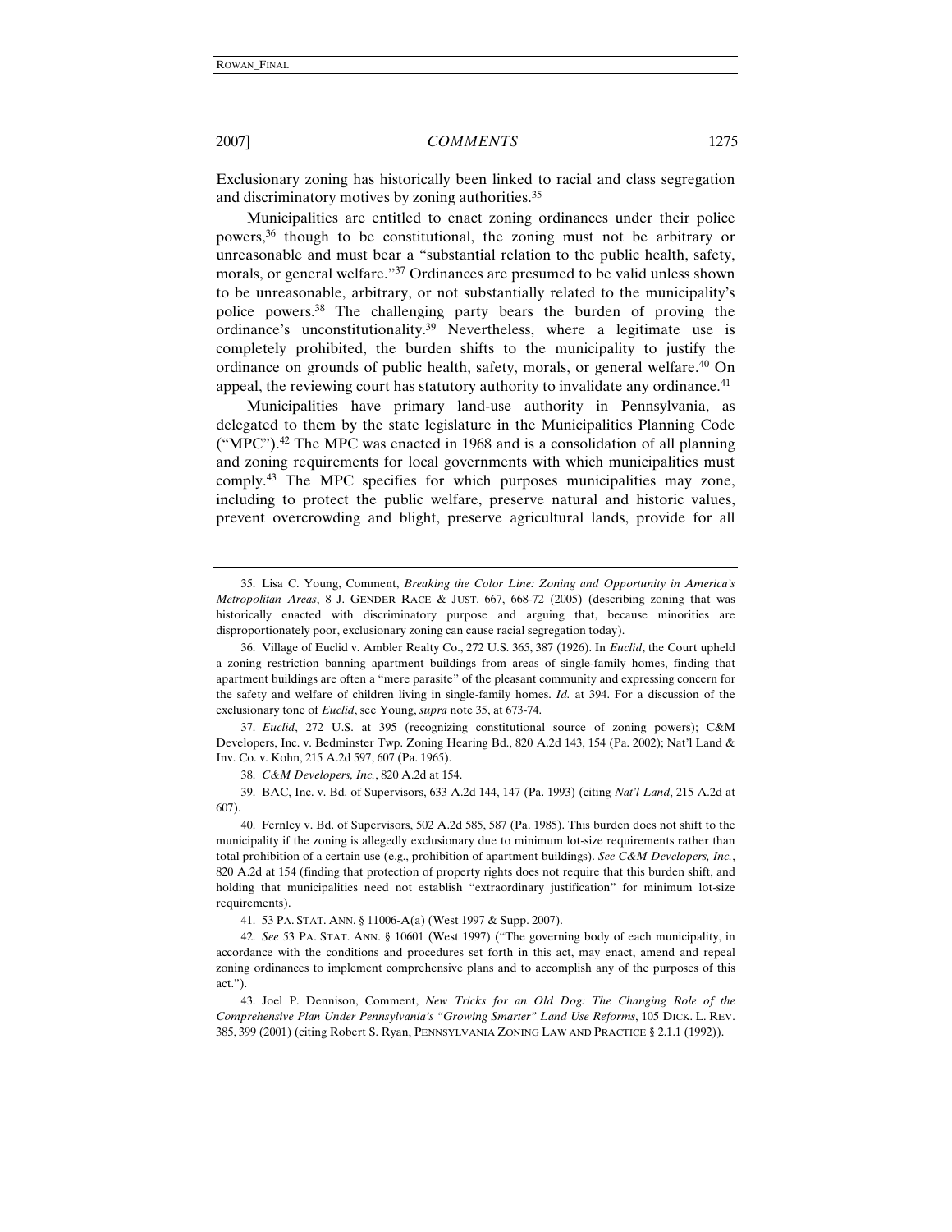Exclusionary zoning has historically been linked to racial and class segregation and discriminatory motives by zoning authorities.[35]

Municipalities are entitled to enact zoning ordinances under their police powers,[36] though to be constitutional, the zoning must not be arbitrary or unreasonable and must bear a "substantial relation to the public health, safety, morals, or general welfare."[37] Ordinances are presumed to be valid unless shown to be unreasonable, arbitrary, or not substantially related to the municipality's police powers.[38] The challenging party bears the burden of proving the ordinance's unconstitutionality.[39] Nevertheless, where a legitimate use is completely prohibited, the burden shifts to the municipality to justify the ordinance on grounds of public health, safety, morals, or general welfare.[40] On appeal, the reviewing court has statutory authority to invalidate any ordinance.[41]

Municipalities have primary land-use authority in Pennsylvania, as delegated to them by the state legislature in the Municipalities Planning Code ("MPC").[42] The MPC was enacted in 1968 and is a consolidation of all planning and zoning requirements for local governments with which municipalities must comply.[43] The MPC specifies for which purposes municipalities may zone, including to protect the public welfare, preserve natural and historic values, prevent overcrowding and blight, preserve agricultural lands, provide for all

---

35. Lisa C. Young, Comment, *Breaking the Color Line: Zoning and Opportunity in America's Metropolitan Areas*, 8 J. GENDER RACE & JUST. 667, 668-72 (2005) (describing zoning that was historically enacted with discriminatory purpose and arguing that, because minorities are disproportionately poor, exclusionary zoning can cause racial segregation today).

36. Village of Euclid v. Ambler Realty Co., 272 U.S. 365, 387 (1926). In *Euclid*, the Court upheld a zoning restriction banning apartment buildings from areas of single-family homes, finding that apartment buildings are often a "mere parasite" of the pleasant community and expressing concern for the safety and welfare of children living in single-family homes. *Id.* at 394. For a discussion of the exclusionary tone of *Euclid*, see Young, *supra* note 35, at 673-74.

37. *Euclid*, 272 U.S. at 395 (recognizing constitutional source of zoning powers); C&M Developers, Inc. v. Bedminster Twp. Zoning Hearing Bd., 820 A.2d 143, 154 (Pa. 2002); Nat'l Land & Inv. Co. v. Kohn, 215 A.2d 597, 607 (Pa. 1965).

38. *C&M Developers, Inc.*, 820 A.2d at 154.

39. BAC, Inc. v. Bd. of Supervisors, 633 A.2d 144, 147 (Pa. 1993) (citing *Nat'l Land*, 215 A.2d at 607).

40. Fernley v. Bd. of Supervisors, 502 A.2d 585, 587 (Pa. 1985). This burden does not shift to the municipality if the zoning is allegedly exclusionary due to minimum lot-size requirements rather than total prohibition of a certain use (e.g., prohibition of apartment buildings). *See C&M Developers, Inc.*, 820 A.2d at 154 (finding that protection of property rights does not require that this burden shift, and holding that municipalities need not establish "extraordinary justification" for minimum lot-size requirements).

41. 53 PA. STAT. ANN. § 11006-A(a) (West 1997 & Supp. 2007).

42. *See* 53 PA. STAT. ANN. § 10601 (West 1997) ("The governing body of each municipality, in accordance with the conditions and procedures set forth in this act, may enact, amend and repeal zoning ordinances to implement comprehensive plans and to accomplish any of the purposes of this act.").

43. Joel P. Dennison, Comment, *New Tricks for an Old Dog: The Changing Role of the Comprehensive Plan Under Pennsylvania's "Growing Smarter" Land Use Reforms*, 105 DICK. L. REV. 385, 399 (2001) (citing Robert S. Ryan, PENNSYLVANIA ZONING LAW AND PRACTICE § 2.1.1 (1992)).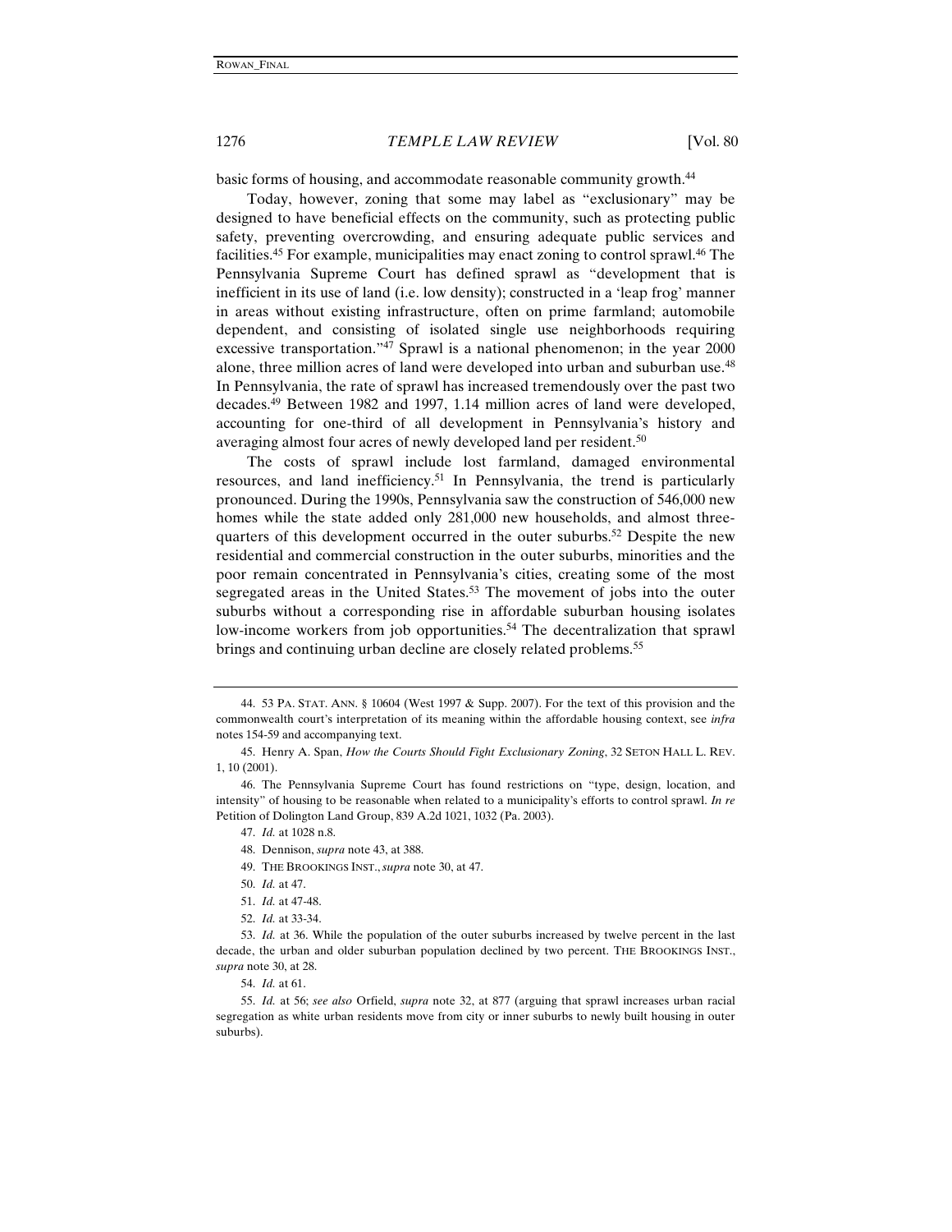basic forms of housing, and accommodate reasonable community growth.[44]

Today, however, zoning that some may label as "exclusionary" may be designed to have beneficial effects on the community, such as protecting public safety, preventing overcrowding, and ensuring adequate public services and facilities.[45] For example, municipalities may enact zoning to control sprawl.[46] The Pennsylvania Supreme Court has defined sprawl as "development that is inefficient in its use of land (i.e. low density); constructed in a 'leap frog' manner in areas without existing infrastructure, often on prime farmland; automobile dependent, and consisting of isolated single use neighborhoods requiring excessive transportation."[47] Sprawl is a national phenomenon; in the year 2000 alone, three million acres of land were developed into urban and suburban use.[48] In Pennsylvania, the rate of sprawl has increased tremendously over the past two decades.[49] Between 1982 and 1997, 1.14 million acres of land were developed, accounting for one-third of all development in Pennsylvania's history and averaging almost four acres of newly developed land per resident.[50]

The costs of sprawl include lost farmland, damaged environmental resources, and land inefficiency.[51] In Pennsylvania, the trend is particularly pronounced. During the 1990s, Pennsylvania saw the construction of 546,000 new homes while the state added only 281,000 new households, and almost three-quarters of this development occurred in the outer suburbs.[52] Despite the new residential and commercial construction in the outer suburbs, minorities and the poor remain concentrated in Pennsylvania's cities, creating some of the most segregated areas in the United States.[53] The movement of jobs into the outer suburbs without a corresponding rise in affordable suburban housing isolates low-income workers from job opportunities.[54] The decentralization that sprawl brings and continuing urban decline are closely related problems.[55]

---

44. 53 PA. STAT. ANN. § 10604 (West 1997 & Supp. 2007). For the text of this provision and the commonwealth court's interpretation of its meaning within the affordable housing context, see *infra* notes 154-59 and accompanying text.

45. Henry A. Span, *How the Courts Should Fight Exclusionary Zoning*, 32 SETON HALL L. REV. 1, 10 (2001).

46. The Pennsylvania Supreme Court has found restrictions on "type, design, location, and intensity" of housing to be reasonable when related to a municipality's efforts to control sprawl. *In re* Petition of Dolington Land Group, 839 A.2d 1021, 1032 (Pa. 2003).

47. *Id.* at 1028 n.8.

48. Dennison, *supra* note 43, at 388.

49. THE BROOKINGS INST., *supra* note 30, at 47.

50. *Id.* at 47.

51. *Id.* at 47-48.

52. *Id.* at 33-34.

53. *Id.* at 36. While the population of the outer suburbs increased by twelve percent in the last decade, the urban and older suburban population declined by two percent. THE BROOKINGS INST., *supra* note 30, at 28.

54. *Id.* at 61.

55. *Id.* at 56; *see also* Orfield, *supra* note 32, at 877 (arguing that sprawl increases urban racial segregation as white urban residents move from city or inner suburbs to newly built housing in outer suburbs).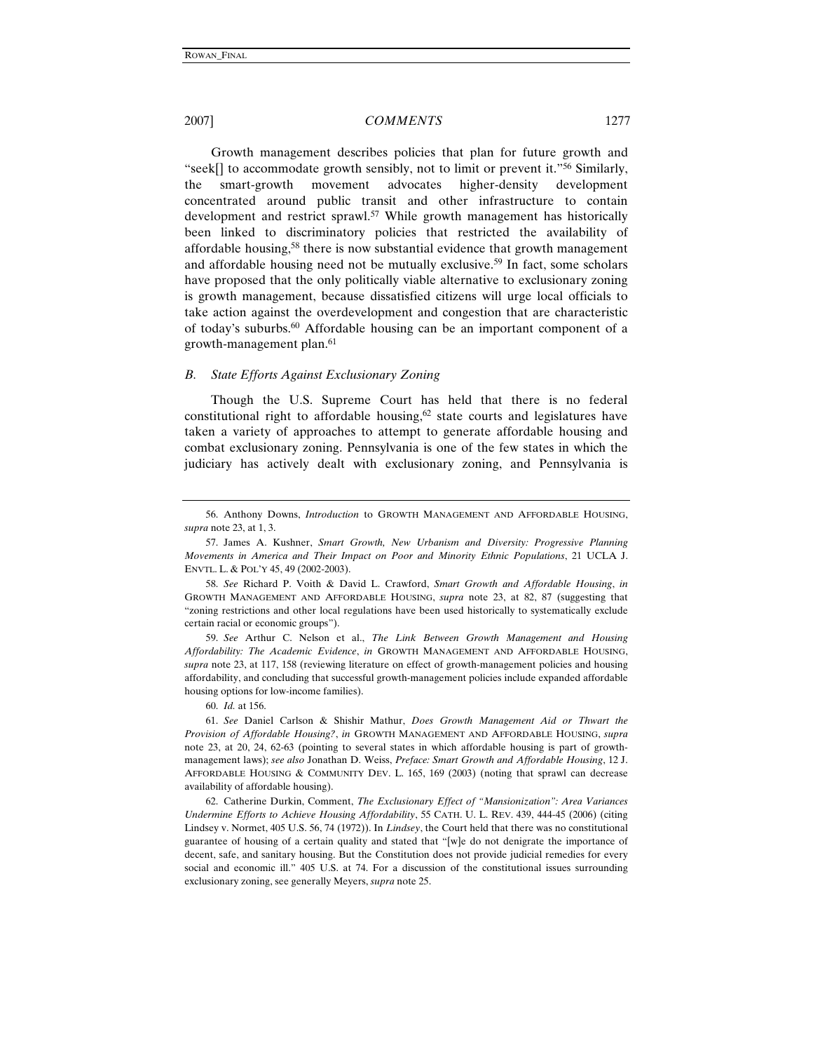Growth management describes policies that plan for future growth and "seek[] to accommodate growth sensibly, not to limit or prevent it."[56] Similarly, the smart-growth movement advocates higher-density development concentrated around public transit and other infrastructure to contain development and restrict sprawl.[57] While growth management has historically been linked to discriminatory policies that restricted the availability of affordable housing,[58] there is now substantial evidence that growth management and affordable housing need not be mutually exclusive.[59] In fact, some scholars have proposed that the only politically viable alternative to exclusionary zoning is growth management, because dissatisfied citizens will urge local officials to take action against the overdevelopment and congestion that are characteristic of today's suburbs.[60] Affordable housing can be an important component of a growth-management plan.[61]

### *B. State Efforts Against Exclusionary Zoning*

Though the U.S. Supreme Court has held that there is no federal constitutional right to affordable housing,[62] state courts and legislatures have taken a variety of approaches to attempt to generate affordable housing and combat exclusionary zoning. Pennsylvania is one of the few states in which the judiciary has actively dealt with exclusionary zoning, and Pennsylvania is

---

56. Anthony Downs, *Introduction* to GROWTH MANAGEMENT AND AFFORDABLE HOUSING, *supra* note 23, at 1, 3.

57. James A. Kushner, *Smart Growth, New Urbanism and Diversity: Progressive Planning Movements in America and Their Impact on Poor and Minority Ethnic Populations*, 21 UCLA J. ENVTL. L. & POL'Y 45, 49 (2002-2003).

58. *See* Richard P. Voith & David L. Crawford, *Smart Growth and Affordable Housing*, *in* GROWTH MANAGEMENT AND AFFORDABLE HOUSING, *supra* note 23, at 82, 87 (suggesting that "zoning restrictions and other local regulations have been used historically to systematically exclude certain racial or economic groups").

59. *See* Arthur C. Nelson et al., *The Link Between Growth Management and Housing Affordability: The Academic Evidence*, *in* GROWTH MANAGEMENT AND AFFORDABLE HOUSING, *supra* note 23, at 117, 158 (reviewing literature on effect of growth-management policies and housing affordability, and concluding that successful growth-management policies include expanded affordable housing options for low-income families).

60. *Id.* at 156.

61. *See* Daniel Carlson & Shishir Mathur, *Does Growth Management Aid or Thwart the Provision of Affordable Housing?*, *in* GROWTH MANAGEMENT AND AFFORDABLE HOUSING, *supra* note 23, at 20, 24, 62-63 (pointing to several states in which affordable housing is part of growth-management laws); *see also* Jonathan D. Weiss, *Preface: Smart Growth and Affordable Housing*, 12 J. AFFORDABLE HOUSING & COMMUNITY DEV. L. 165, 169 (2003) (noting that sprawl can decrease availability of affordable housing).

62. Catherine Durkin, Comment, *The Exclusionary Effect of "Mansionization": Area Variances Undermine Efforts to Achieve Housing Affordability*, 55 CATH. U. L. REV. 439, 444-45 (2006) (citing Lindsey v. Normet, 405 U.S. 56, 74 (1972)). In *Lindsey*, the Court held that there was no constitutional guarantee of housing of a certain quality and stated that "[w]e do not denigrate the importance of decent, safe, and sanitary housing. But the Constitution does not provide judicial remedies for every social and economic ill." 405 U.S. at 74. For a discussion of the constitutional issues surrounding exclusionary zoning, see generally Meyers, *supra* note 25.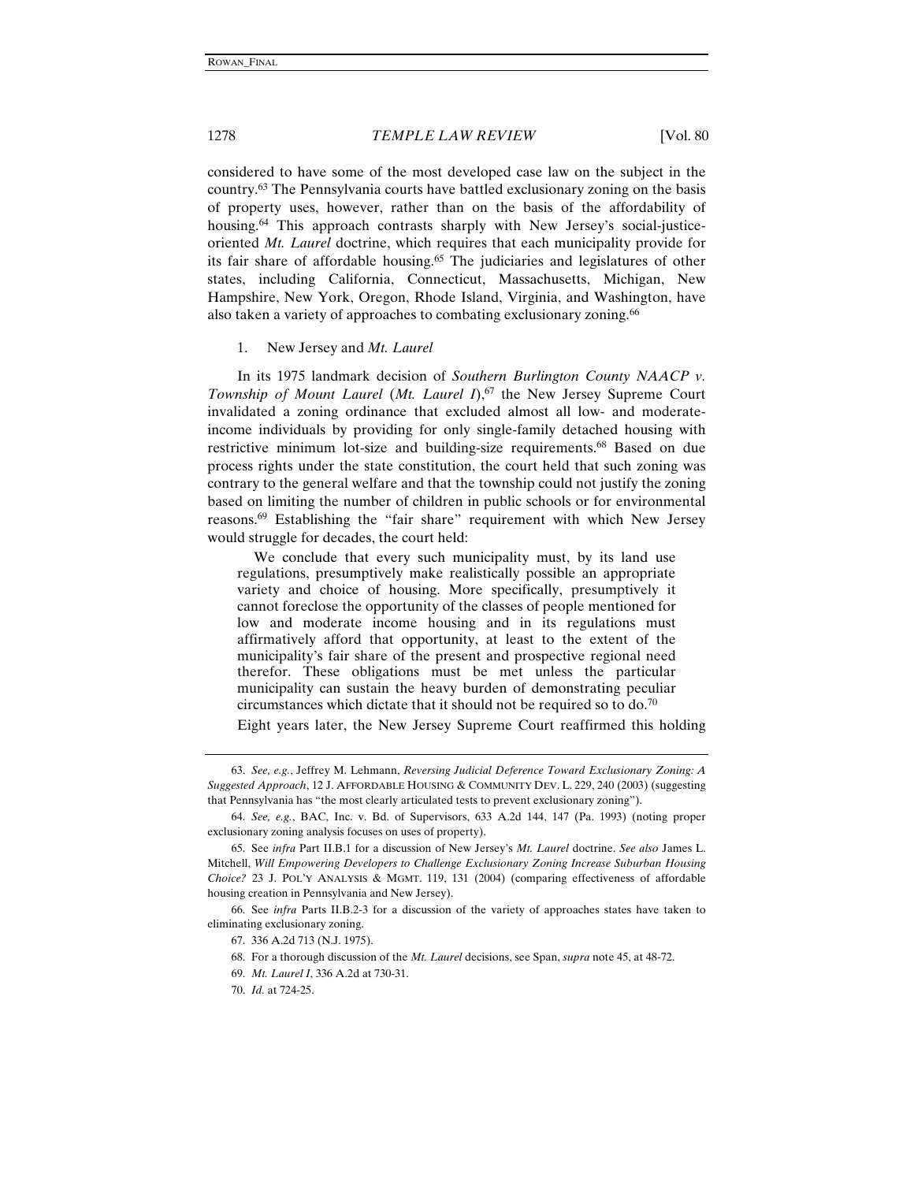considered to have some of the most developed case law on the subject in the country.[63] The Pennsylvania courts have battled exclusionary zoning on the basis of property uses, however, rather than on the basis of the affordability of housing.[64] This approach contrasts sharply with New Jersey's social-justice-oriented *Mt. Laurel* doctrine, which requires that each municipality provide for its fair share of affordable housing.[65] The judiciaries and legislatures of other states, including California, Connecticut, Massachusetts, Michigan, New Hampshire, New York, Oregon, Rhode Island, Virginia, and Washington, have also taken a variety of approaches to combating exclusionary zoning.[66]

### 1. New Jersey and *Mt. Laurel*

In its 1975 landmark decision of *Southern Burlington County NAACP v. Township of Mount Laurel* (*Mt. Laurel I*),[67] the New Jersey Supreme Court invalidated a zoning ordinance that excluded almost all low- and moderate-income individuals by providing for only single-family detached housing with restrictive minimum lot-size and building-size requirements.[68] Based on due process rights under the state constitution, the court held that such zoning was contrary to the general welfare and that the township could not justify the zoning based on limiting the number of children in public schools or for environmental reasons.[69] Establishing the "fair share" requirement with which New Jersey would struggle for decades, the court held:

> We conclude that every such municipality must, by its land use regulations, presumptively make realistically possible an appropriate variety and choice of housing. More specifically, presumptively it cannot foreclose the opportunity of the classes of people mentioned for low and moderate income housing and in its regulations must affirmatively afford that opportunity, at least to the extent of the municipality's fair share of the present and prospective regional need therefor. These obligations must be met unless the particular municipality can sustain the heavy burden of demonstrating peculiar circumstances which dictate that it should not be required so to do.[70]

Eight years later, the New Jersey Supreme Court reaffirmed this holding

---

63. *See, e.g.*, Jeffrey M. Lehmann, *Reversing Judicial Deference Toward Exclusionary Zoning: A Suggested Approach*, 12 J. AFFORDABLE HOUSING & COMMUNITY DEV. L. 229, 240 (2003) (suggesting that Pennsylvania has "the most clearly articulated tests to prevent exclusionary zoning").

64. *See, e.g.*, BAC, Inc. v. Bd. of Supervisors, 633 A.2d 144, 147 (Pa. 1993) (noting proper exclusionary zoning analysis focuses on uses of property).

65. See *infra* Part II.B.1 for a discussion of New Jersey's *Mt. Laurel* doctrine. *See also* James L. Mitchell, *Will Empowering Developers to Challenge Exclusionary Zoning Increase Suburban Housing Choice?* 23 J. POL'Y ANALYSIS & MGMT. 119, 131 (2004) (comparing effectiveness of affordable housing creation in Pennsylvania and New Jersey).

66. See *infra* Parts II.B.2-3 for a discussion of the variety of approaches states have taken to eliminating exclusionary zoning.

67. 336 A.2d 713 (N.J. 1975).

68. For a thorough discussion of the *Mt. Laurel* decisions, see Span, *supra* note 45, at 48-72.

69. *Mt. Laurel I*, 336 A.2d at 730-31.

70. *Id.* at 724-25.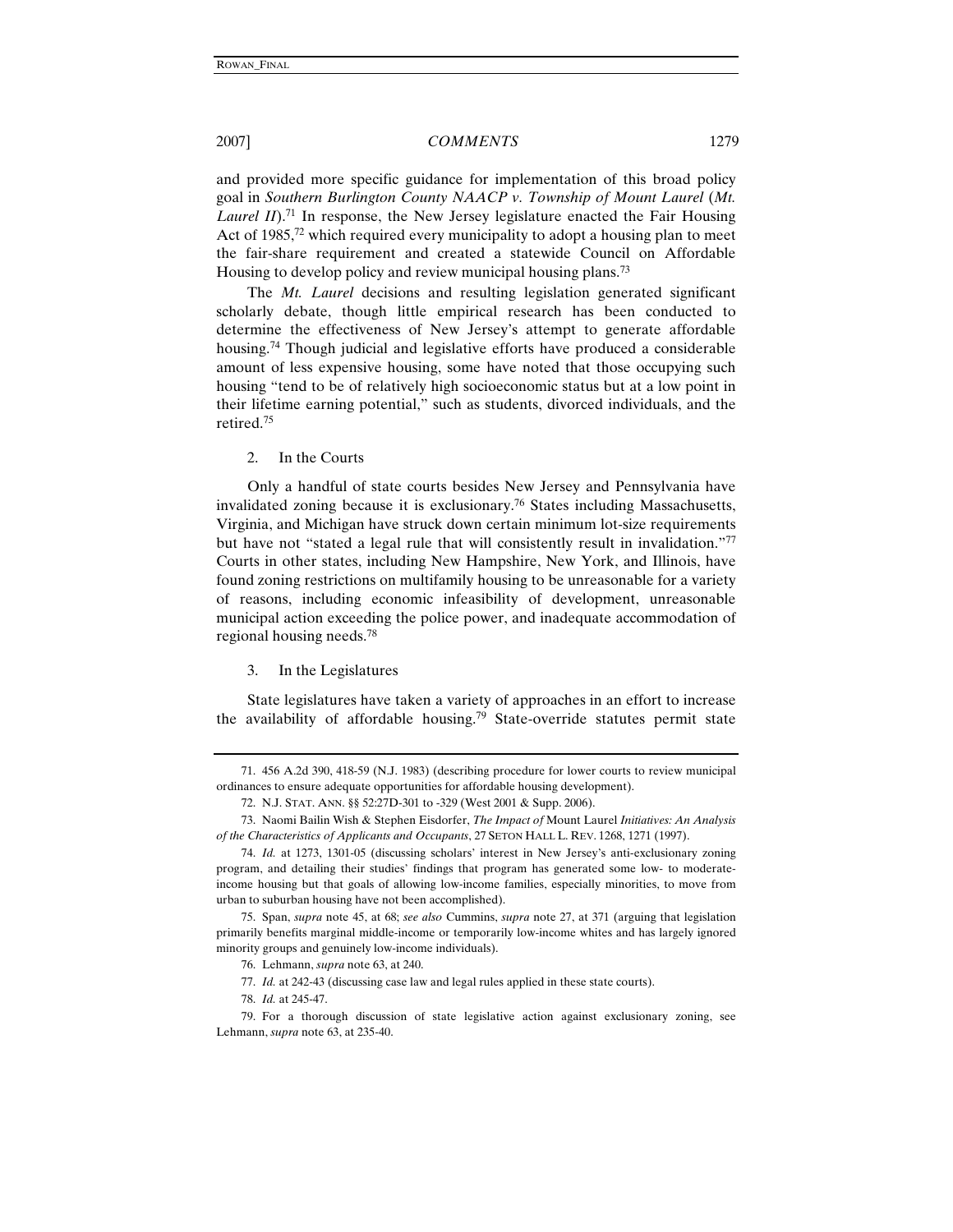and provided more specific guidance for implementation of this broad policy goal in *Southern Burlington County NAACP v. Township of Mount Laurel* (*Mt. Laurel II*).[71] In response, the New Jersey legislature enacted the Fair Housing Act of 1985,[72] which required every municipality to adopt a housing plan to meet the fair-share requirement and created a statewide Council on Affordable Housing to develop policy and review municipal housing plans.[73]

The *Mt. Laurel* decisions and resulting legislation generated significant scholarly debate, though little empirical research has been conducted to determine the effectiveness of New Jersey's attempt to generate affordable housing.[74] Though judicial and legislative efforts have produced a considerable amount of less expensive housing, some have noted that those occupying such housing "tend to be of relatively high socioeconomic status but at a low point in their lifetime earning potential," such as students, divorced individuals, and the retired.[75]

### 2. In the Courts

Only a handful of state courts besides New Jersey and Pennsylvania have invalidated zoning because it is exclusionary.[76] States including Massachusetts, Virginia, and Michigan have struck down certain minimum lot-size requirements but have not "stated a legal rule that will consistently result in invalidation."[77] Courts in other states, including New Hampshire, New York, and Illinois, have found zoning restrictions on multifamily housing to be unreasonable for a variety of reasons, including economic infeasibility of development, unreasonable municipal action exceeding the police power, and inadequate accommodation of regional housing needs.[78]

### 3. In the Legislatures

State legislatures have taken a variety of approaches in an effort to increase the availability of affordable housing.[79] State-override statutes permit state

---

71. 456 A.2d 390, 418-59 (N.J. 1983) (describing procedure for lower courts to review municipal ordinances to ensure adequate opportunities for affordable housing development).

72. N.J. STAT. ANN. §§ 52:27D-301 to -329 (West 2001 & Supp. 2006).

73. Naomi Bailin Wish & Stephen Eisdorfer, *The Impact of* Mount Laurel *Initiatives: An Analysis of the Characteristics of Applicants and Occupants*, 27 SETON HALL L. REV. 1268, 1271 (1997).

74. *Id.* at 1273, 1301-05 (discussing scholars' interest in New Jersey's anti-exclusionary zoning program, and detailing their studies' findings that program has generated some low- to moderate-income housing but that goals of allowing low-income families, especially minorities, to move from urban to suburban housing have not been accomplished).

75. Span, *supra* note 45, at 68; *see also* Cummins, *supra* note 27, at 371 (arguing that legislation primarily benefits marginal middle-income or temporarily low-income whites and has largely ignored minority groups and genuinely low-income individuals).

76. Lehmann, *supra* note 63, at 240.

77. *Id.* at 242-43 (discussing case law and legal rules applied in these state courts).

78. *Id.* at 245-47.

79. For a thorough discussion of state legislative action against exclusionary zoning, see Lehmann, *supra* note 63, at 235-40.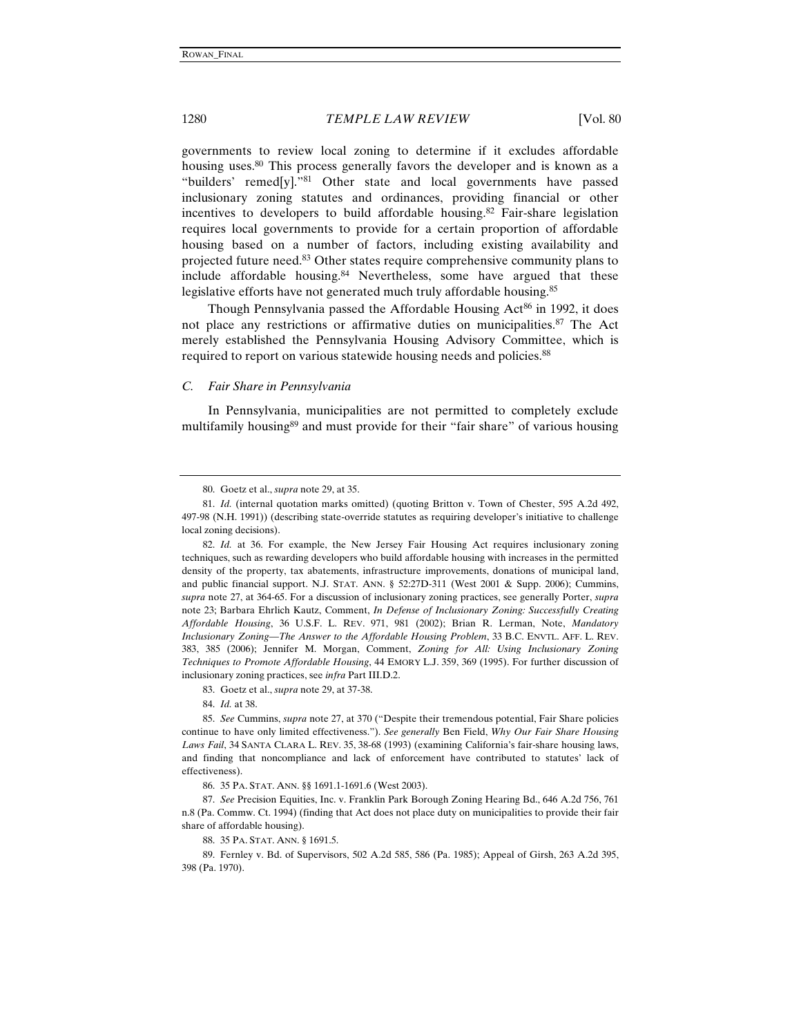governments to review local zoning to determine if it excludes affordable housing uses.[80] This process generally favors the developer and is known as a "builders' remed[y]."[81] Other state and local governments have passed inclusionary zoning statutes and ordinances, providing financial or other incentives to developers to build affordable housing.[82] Fair-share legislation requires local governments to provide for a certain proportion of affordable housing based on a number of factors, including existing availability and projected future need.[83] Other states require comprehensive community plans to include affordable housing.[84] Nevertheless, some have argued that these legislative efforts have not generated much truly affordable housing.[85]

Though Pennsylvania passed the Affordable Housing Act[86] in 1992, it does not place any restrictions or affirmative duties on municipalities.[87] The Act merely established the Pennsylvania Housing Advisory Committee, which is required to report on various statewide housing needs and policies.[88]

### *C. Fair Share in Pennsylvania*

In Pennsylvania, municipalities are not permitted to completely exclude multifamily housing[89] and must provide for their "fair share" of various housing

---

80. Goetz et al., *supra* note 29, at 35.

81. *Id.* (internal quotation marks omitted) (quoting Britton v. Town of Chester, 595 A.2d 492, 497-98 (N.H. 1991)) (describing state-override statutes as requiring developer's initiative to challenge local zoning decisions).

82. *Id.* at 36. For example, the New Jersey Fair Housing Act requires inclusionary zoning techniques, such as rewarding developers who build affordable housing with increases in the permitted density of the property, tax abatements, infrastructure improvements, donations of municipal land, and public financial support. N.J. STAT. ANN. § 52:27D-311 (West 2001 & Supp. 2006); Cummins, *supra* note 27, at 364-65. For a discussion of inclusionary zoning practices, see generally Porter, *supra* note 23; Barbara Ehrlich Kautz, Comment, *In Defense of Inclusionary Zoning: Successfully Creating Affordable Housing*, 36 U.S.F. L. REV. 971, 981 (2002); Brian R. Lerman, Note, *Mandatory Inclusionary Zoning—The Answer to the Affordable Housing Problem*, 33 B.C. ENVTL. AFF. L. REV. 383, 385 (2006); Jennifer M. Morgan, Comment, *Zoning for All: Using Inclusionary Zoning Techniques to Promote Affordable Housing*, 44 EMORY L.J. 359, 369 (1995). For further discussion of inclusionary zoning practices, see *infra* Part III.D.2.

83. Goetz et al., *supra* note 29, at 37-38.

84. *Id.* at 38.

85. *See* Cummins, *supra* note 27, at 370 ("Despite their tremendous potential, Fair Share policies continue to have only limited effectiveness."). *See generally* Ben Field, *Why Our Fair Share Housing Laws Fail*, 34 SANTA CLARA L. REV. 35, 38-68 (1993) (examining California's fair-share housing laws, and finding that noncompliance and lack of enforcement have contributed to statutes' lack of effectiveness).

86. 35 PA. STAT. ANN. §§ 1691.1-1691.6 (West 2003).

87. *See* Precision Equities, Inc. v. Franklin Park Borough Zoning Hearing Bd., 646 A.2d 756, 761 n.8 (Pa. Commw. Ct. 1994) (finding that Act does not place duty on municipalities to provide their fair share of affordable housing).

88. 35 PA. STAT. ANN. § 1691.5.

89. Fernley v. Bd. of Supervisors, 502 A.2d 585, 586 (Pa. 1985); Appeal of Girsh, 263 A.2d 395, 398 (Pa. 1970).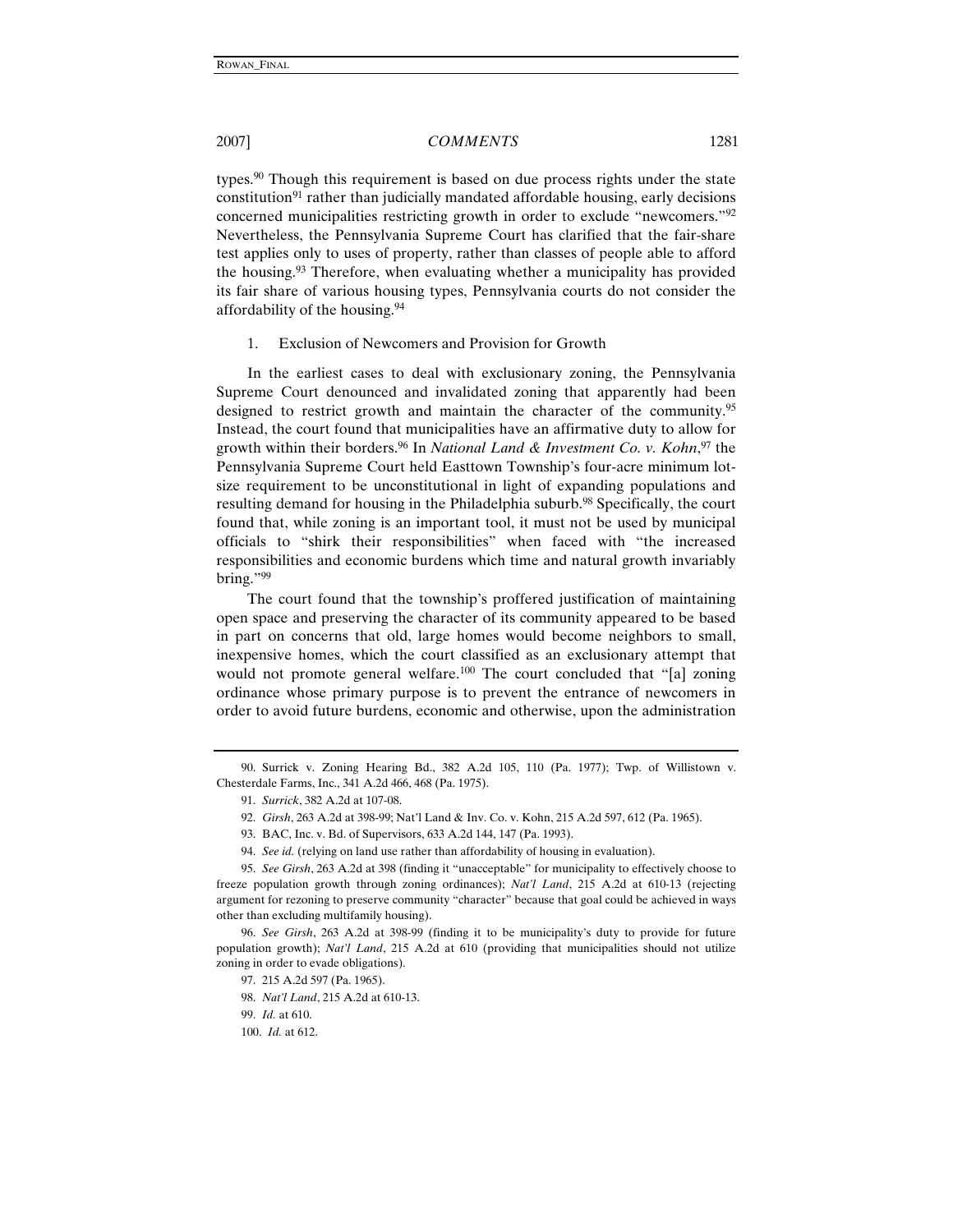types.[90] Though this requirement is based on due process rights under the state constitution[91] rather than judicially mandated affordable housing, early decisions concerned municipalities restricting growth in order to exclude "newcomers."[92] Nevertheless, the Pennsylvania Supreme Court has clarified that the fair-share test applies only to uses of property, rather than classes of people able to afford the housing.[93] Therefore, when evaluating whether a municipality has provided its fair share of various housing types, Pennsylvania courts do not consider the affordability of the housing.[94]

### 1. Exclusion of Newcomers and Provision for Growth

In the earliest cases to deal with exclusionary zoning, the Pennsylvania Supreme Court denounced and invalidated zoning that apparently had been designed to restrict growth and maintain the character of the community.[95] Instead, the court found that municipalities have an affirmative duty to allow for growth within their borders.[96] In *National Land & Investment Co. v. Kohn*,[97] the Pennsylvania Supreme Court held Easttown Township's four-acre minimum lot-size requirement to be unconstitutional in light of expanding populations and resulting demand for housing in the Philadelphia suburb.[98] Specifically, the court found that, while zoning is an important tool, it must not be used by municipal officials to "shirk their responsibilities" when faced with "the increased responsibilities and economic burdens which time and natural growth invariably bring."[99]

The court found that the township's proffered justification of maintaining open space and preserving the character of its community appeared to be based in part on concerns that old, large homes would become neighbors to small, inexpensive homes, which the court classified as an exclusionary attempt that would not promote general welfare.[100] The court concluded that "[a] zoning ordinance whose primary purpose is to prevent the entrance of newcomers in order to avoid future burdens, economic and otherwise, upon the administration

---

90. Surrick v. Zoning Hearing Bd., 382 A.2d 105, 110 (Pa. 1977); Twp. of Willistown v. Chesterdale Farms, Inc., 341 A.2d 466, 468 (Pa. 1975).

91. *Surrick*, 382 A.2d at 107-08.

92. *Girsh*, 263 A.2d at 398-99; Nat'l Land & Inv. Co. v. Kohn, 215 A.2d 597, 612 (Pa. 1965).

93. BAC, Inc. v. Bd. of Supervisors, 633 A.2d 144, 147 (Pa. 1993).

94. *See id.* (relying on land use rather than affordability of housing in evaluation).

95. *See Girsh*, 263 A.2d at 398 (finding it "unacceptable" for municipality to effectively choose to freeze population growth through zoning ordinances); *Nat'l Land*, 215 A.2d at 610-13 (rejecting argument for rezoning to preserve community "character" because that goal could be achieved in ways other than excluding multifamily housing).

96. *See Girsh*, 263 A.2d at 398-99 (finding it to be municipality's duty to provide for future population growth); *Nat'l Land*, 215 A.2d at 610 (providing that municipalities should not utilize zoning in order to evade obligations).

97. 215 A.2d 597 (Pa. 1965).

98. *Nat'l Land*, 215 A.2d at 610-13.

99. *Id.* at 610.

100. *Id.* at 612.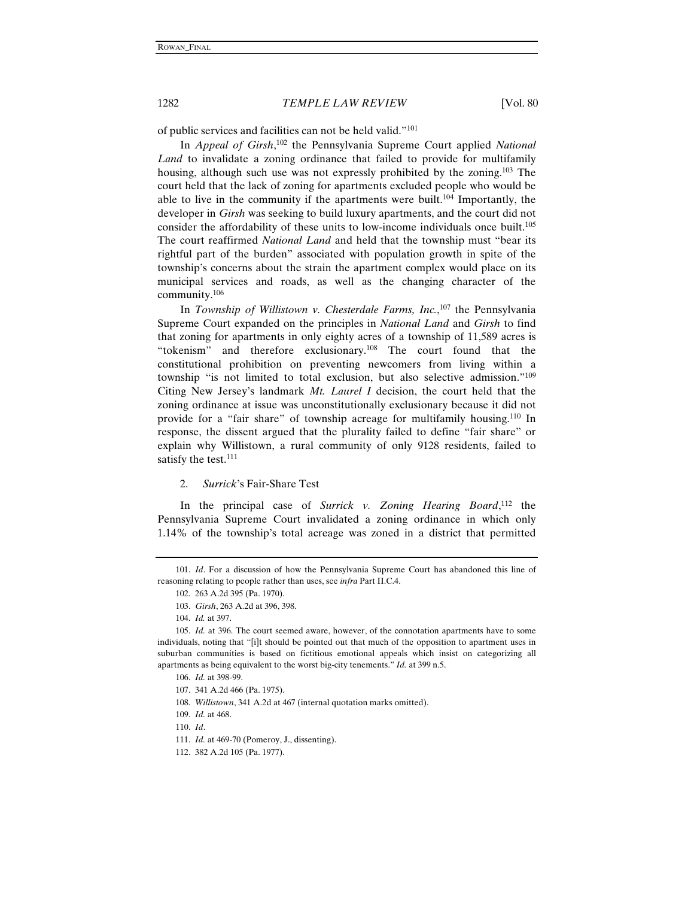of public services and facilities can not be held valid."[101]

In *Appeal of Girsh*,[102] the Pennsylvania Supreme Court applied *National Land* to invalidate a zoning ordinance that failed to provide for multifamily housing, although such use was not expressly prohibited by the zoning.[103] The court held that the lack of zoning for apartments excluded people who would be able to live in the community if the apartments were built.[104] Importantly, the developer in *Girsh* was seeking to build luxury apartments, and the court did not consider the affordability of these units to low-income individuals once built.[105] The court reaffirmed *National Land* and held that the township must "bear its rightful part of the burden" associated with population growth in spite of the township's concerns about the strain the apartment complex would place on its municipal services and roads, as well as the changing character of the community.[106]

In *Township of Willistown v. Chesterdale Farms, Inc.*,[107] the Pennsylvania Supreme Court expanded on the principles in *National Land* and *Girsh* to find that zoning for apartments in only eighty acres of a township of 11,589 acres is "tokenism" and therefore exclusionary.[108] The court found that the constitutional prohibition on preventing newcomers from living within a township "is not limited to total exclusion, but also selective admission."[109] Citing New Jersey's landmark *Mt. Laurel I* decision, the court held that the zoning ordinance at issue was unconstitutionally exclusionary because it did not provide for a "fair share" of township acreage for multifamily housing.[110] In response, the dissent argued that the plurality failed to define "fair share" or explain why Willistown, a rural community of only 9128 residents, failed to satisfy the test.[111]

2. *Surrick*'s Fair-Share Test

In the principal case of *Surrick v. Zoning Hearing Board*,[112] the Pennsylvania Supreme Court invalidated a zoning ordinance in which only 1.14% of the township's total acreage was zoned in a district that permitted

---

101. *Id*. For a discussion of how the Pennsylvania Supreme Court has abandoned this line of reasoning relating to people rather than uses, see *infra* Part II.C.4.

102. 263 A.2d 395 (Pa. 1970).

103. *Girsh*, 263 A.2d at 396, 398.

104. *Id.* at 397.

105. *Id.* at 396. The court seemed aware, however, of the connotation apartments have to some individuals, noting that "[i]t should be pointed out that much of the opposition to apartment uses in suburban communities is based on fictitious emotional appeals which insist on categorizing all apartments as being equivalent to the worst big-city tenements." *Id.* at 399 n.5.

106. *Id.* at 398-99.

107. 341 A.2d 466 (Pa. 1975).

108. *Willistown*, 341 A.2d at 467 (internal quotation marks omitted).

109. *Id.* at 468.

110. *Id*.

111. *Id.* at 469-70 (Pomeroy, J., dissenting).

112. 382 A.2d 105 (Pa. 1977).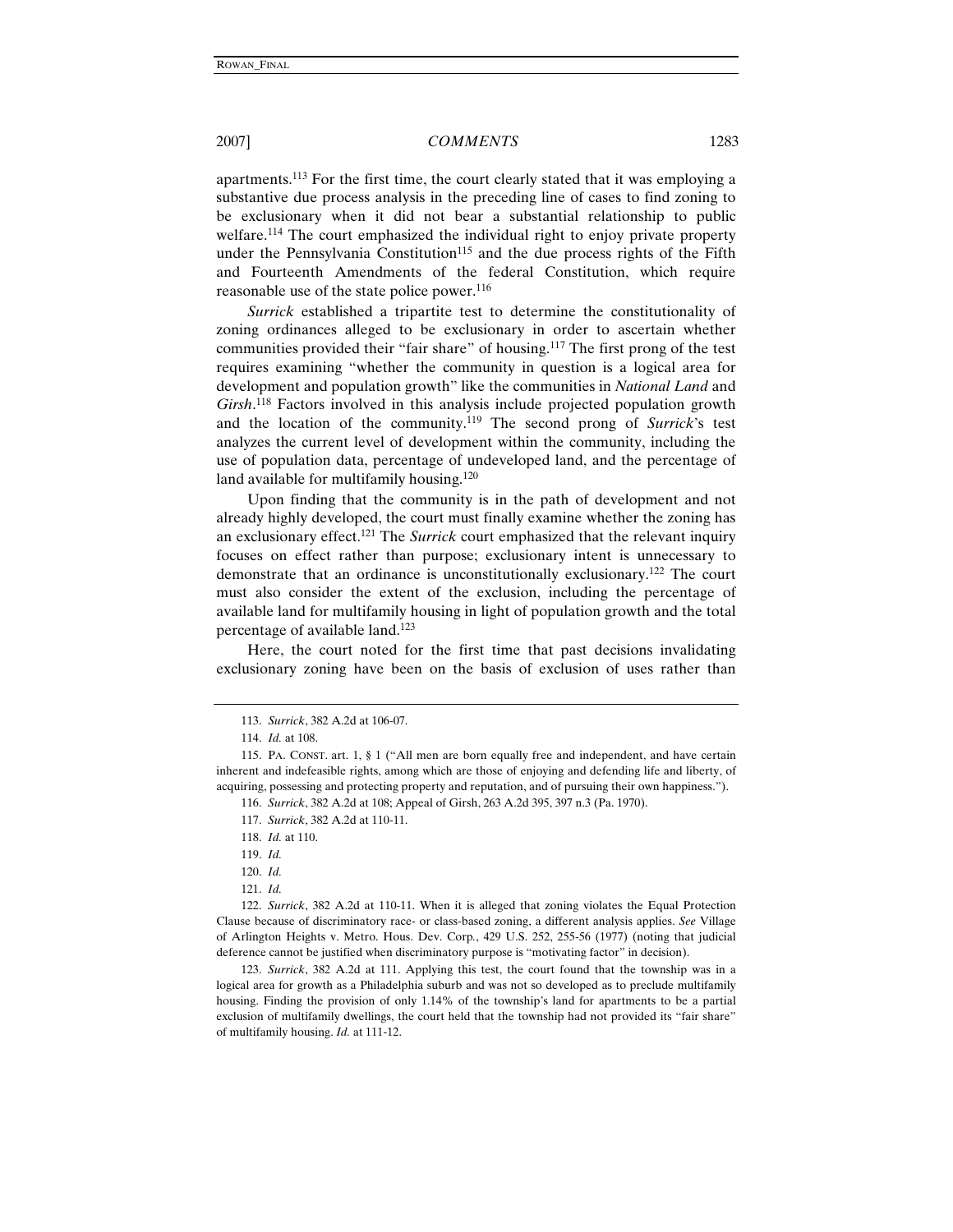apartments.[113] For the first time, the court clearly stated that it was employing a substantive due process analysis in the preceding line of cases to find zoning to be exclusionary when it did not bear a substantial relationship to public welfare.[114] The court emphasized the individual right to enjoy private property under the Pennsylvania Constitution[115] and the due process rights of the Fifth and Fourteenth Amendments of the federal Constitution, which require reasonable use of the state police power.[116]

*Surrick* established a tripartite test to determine the constitutionality of zoning ordinances alleged to be exclusionary in order to ascertain whether communities provided their "fair share" of housing.[117] The first prong of the test requires examining "whether the community in question is a logical area for development and population growth" like the communities in *National Land* and *Girsh*.[118] Factors involved in this analysis include projected population growth and the location of the community.[119] The second prong of *Surrick*'s test analyzes the current level of development within the community, including the use of population data, percentage of undeveloped land, and the percentage of land available for multifamily housing.[120]

Upon finding that the community is in the path of development and not already highly developed, the court must finally examine whether the zoning has an exclusionary effect.[121] The *Surrick* court emphasized that the relevant inquiry focuses on effect rather than purpose; exclusionary intent is unnecessary to demonstrate that an ordinance is unconstitutionally exclusionary.[122] The court must also consider the extent of the exclusion, including the percentage of available land for multifamily housing in light of population growth and the total percentage of available land.[123]

Here, the court noted for the first time that past decisions invalidating exclusionary zoning have been on the basis of exclusion of uses rather than

---

113. *Surrick*, 382 A.2d at 106-07.

114. *Id.* at 108.

115. PA. CONST. art. 1, § 1 ("All men are born equally free and independent, and have certain inherent and indefeasible rights, among which are those of enjoying and defending life and liberty, of acquiring, possessing and protecting property and reputation, and of pursuing their own happiness.").

116. *Surrick*, 382 A.2d at 108; Appeal of Girsh, 263 A.2d 395, 397 n.3 (Pa. 1970).

117. *Surrick*, 382 A.2d at 110-11.

118. *Id.* at 110.

119. *Id.*

120. *Id.*

121. *Id.*

122. *Surrick*, 382 A.2d at 110-11. When it is alleged that zoning violates the Equal Protection Clause because of discriminatory race- or class-based zoning, a different analysis applies. *See* Village of Arlington Heights v. Metro. Hous. Dev. Corp., 429 U.S. 252, 255-56 (1977) (noting that judicial deference cannot be justified when discriminatory purpose is "motivating factor" in decision).

123. *Surrick*, 382 A.2d at 111. Applying this test, the court found that the township was in a logical area for growth as a Philadelphia suburb and was not so developed as to preclude multifamily housing. Finding the provision of only 1.14% of the township's land for apartments to be a partial exclusion of multifamily dwellings, the court held that the township had not provided its "fair share" of multifamily housing. *Id.* at 111-12.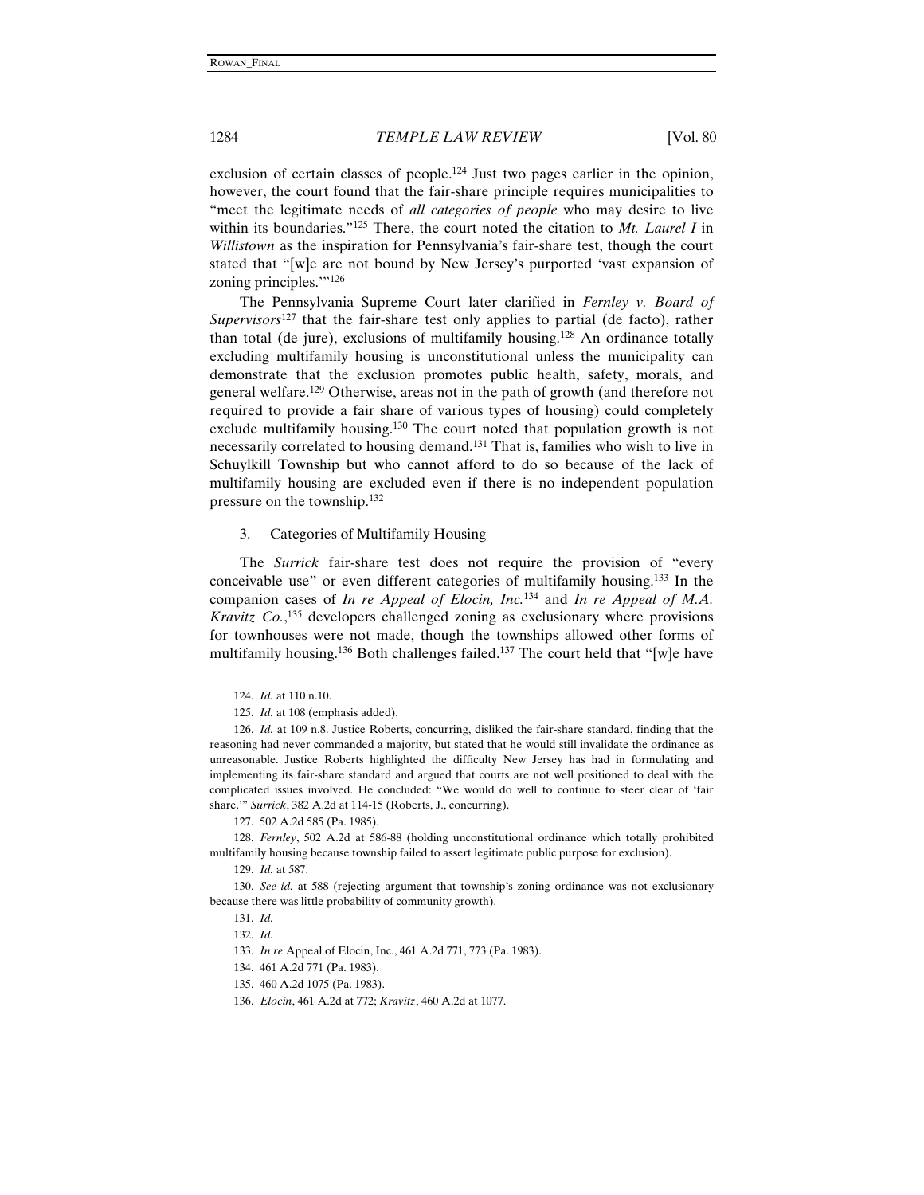exclusion of certain classes of people.[124] Just two pages earlier in the opinion, however, the court found that the fair-share principle requires municipalities to "meet the legitimate needs of *all categories of people* who may desire to live within its boundaries."[125] There, the court noted the citation to *Mt. Laurel I* in *Willistown* as the inspiration for Pennsylvania's fair-share test, though the court stated that "[w]e are not bound by New Jersey's purported 'vast expansion of zoning principles.'"[126]

The Pennsylvania Supreme Court later clarified in *Fernley v. Board of Supervisors*[127] that the fair-share test only applies to partial (de facto), rather than total (de jure), exclusions of multifamily housing.[128] An ordinance totally excluding multifamily housing is unconstitutional unless the municipality can demonstrate that the exclusion promotes public health, safety, morals, and general welfare.[129] Otherwise, areas not in the path of growth (and therefore not required to provide a fair share of various types of housing) could completely exclude multifamily housing.[130] The court noted that population growth is not necessarily correlated to housing demand.[131] That is, families who wish to live in Schuylkill Township but who cannot afford to do so because of the lack of multifamily housing are excluded even if there is no independent population pressure on the township.[132]

### 3. Categories of Multifamily Housing

The *Surrick* fair-share test does not require the provision of "every conceivable use" or even different categories of multifamily housing.[133] In the companion cases of *In re Appeal of Elocin, Inc.*[134] and *In re Appeal of M.A. Kravitz Co.*,[135] developers challenged zoning as exclusionary where provisions for townhouses were not made, though the townships allowed other forms of multifamily housing.[136] Both challenges failed.[137] The court held that "[w]e have

---

124. *Id.* at 110 n.10.

125. *Id.* at 108 (emphasis added).

126. *Id.* at 109 n.8. Justice Roberts, concurring, disliked the fair-share standard, finding that the reasoning had never commanded a majority, but stated that he would still invalidate the ordinance as unreasonable. Justice Roberts highlighted the difficulty New Jersey has had in formulating and implementing its fair-share standard and argued that courts are not well positioned to deal with the complicated issues involved. He concluded: "We would do well to continue to steer clear of 'fair share.'" *Surrick*, 382 A.2d at 114-15 (Roberts, J., concurring).

127. 502 A.2d 585 (Pa. 1985).

128. *Fernley*, 502 A.2d at 586-88 (holding unconstitutional ordinance which totally prohibited multifamily housing because township failed to assert legitimate public purpose for exclusion).

129. *Id.* at 587.

130. *See id.* at 588 (rejecting argument that township's zoning ordinance was not exclusionary because there was little probability of community growth).

131. *Id.*

132. *Id.*

133. *In re* Appeal of Elocin, Inc., 461 A.2d 771, 773 (Pa. 1983).

134. 461 A.2d 771 (Pa. 1983).

135. 460 A.2d 1075 (Pa. 1983).

136. *Elocin*, 461 A.2d at 772; *Kravitz*, 460 A.2d at 1077.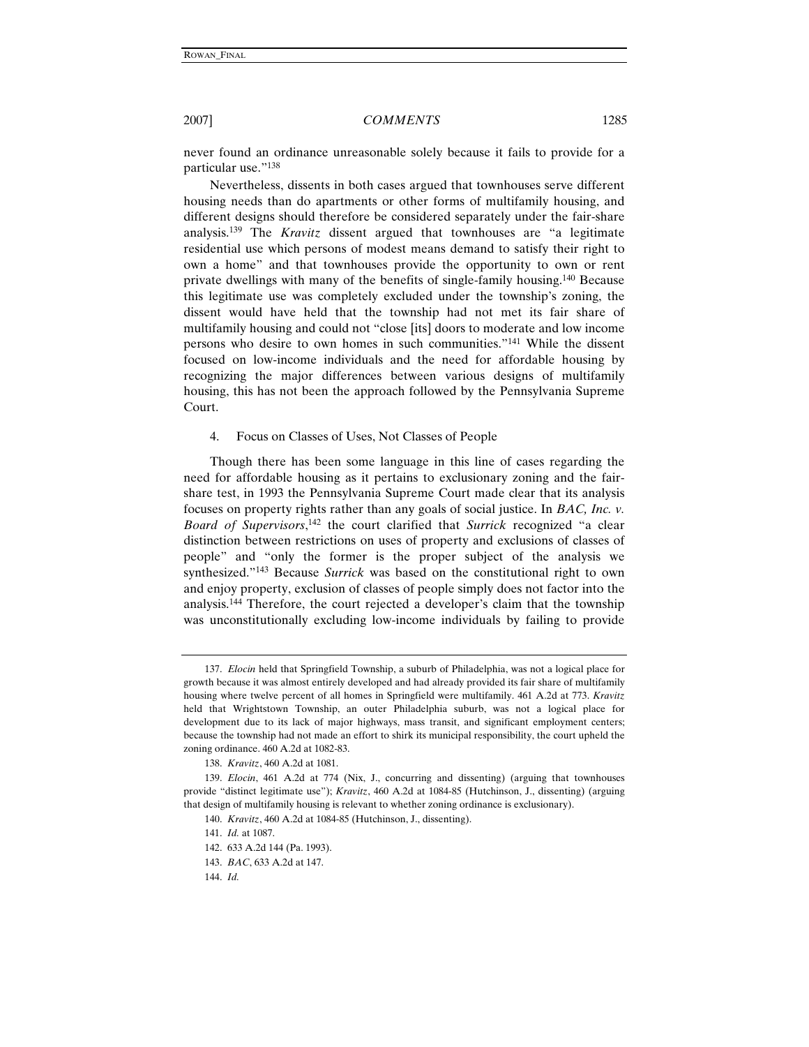never found an ordinance unreasonable solely because it fails to provide for a particular use."[138]

Nevertheless, dissents in both cases argued that townhouses serve different housing needs than do apartments or other forms of multifamily housing, and different designs should therefore be considered separately under the fair-share analysis.[139] The *Kravitz* dissent argued that townhouses are "a legitimate residential use which persons of modest means demand to satisfy their right to own a home" and that townhouses provide the opportunity to own or rent private dwellings with many of the benefits of single-family housing.[140] Because this legitimate use was completely excluded under the township's zoning, the dissent would have held that the township had not met its fair share of multifamily housing and could not "close [its] doors to moderate and low income persons who desire to own homes in such communities."[141] While the dissent focused on low-income individuals and the need for affordable housing by recognizing the major differences between various designs of multifamily housing, this has not been the approach followed by the Pennsylvania Supreme Court.

4. Focus on Classes of Uses, Not Classes of People

Though there has been some language in this line of cases regarding the need for affordable housing as it pertains to exclusionary zoning and the fair-share test, in 1993 the Pennsylvania Supreme Court made clear that its analysis focuses on property rights rather than any goals of social justice. In *BAC, Inc. v. Board of Supervisors*,[142] the court clarified that *Surrick* recognized "a clear distinction between restrictions on uses of property and exclusions of classes of people" and "only the former is the proper subject of the analysis we synthesized."[143] Because *Surrick* was based on the constitutional right to own and enjoy property, exclusion of classes of people simply does not factor into the analysis.[144] Therefore, the court rejected a developer's claim that the township was unconstitutionally excluding low-income individuals by failing to provide

---

137. *Elocin* held that Springfield Township, a suburb of Philadelphia, was not a logical place for growth because it was almost entirely developed and had already provided its fair share of multifamily housing where twelve percent of all homes in Springfield were multifamily. 461 A.2d at 773. *Kravitz* held that Wrightstown Township, an outer Philadelphia suburb, was not a logical place for development due to its lack of major highways, mass transit, and significant employment centers; because the township had not made an effort to shirk its municipal responsibility, the court upheld the zoning ordinance. 460 A.2d at 1082-83.

138. *Kravitz*, 460 A.2d at 1081.

139. *Elocin*, 461 A.2d at 774 (Nix, J., concurring and dissenting) (arguing that townhouses provide "distinct legitimate use"); *Kravitz*, 460 A.2d at 1084-85 (Hutchinson, J., dissenting) (arguing that design of multifamily housing is relevant to whether zoning ordinance is exclusionary).

140. *Kravitz*, 460 A.2d at 1084-85 (Hutchinson, J., dissenting).

141. *Id.* at 1087.

142. 633 A.2d 144 (Pa. 1993).

143. *BAC*, 633 A.2d at 147.

144. *Id.*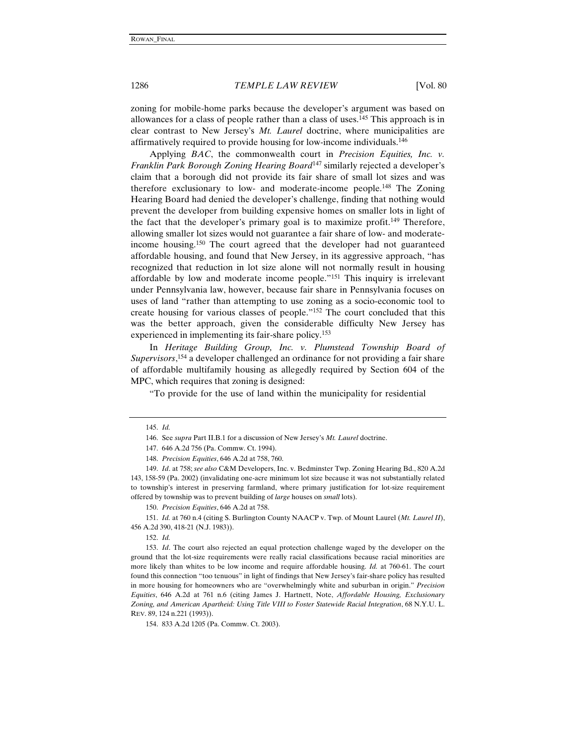zoning for mobile-home parks because the developer's argument was based on allowances for a class of people rather than a class of uses.[145] This approach is in clear contrast to New Jersey's *Mt. Laurel* doctrine, where municipalities are affirmatively required to provide housing for low-income individuals.[146]

Applying *BAC*, the commonwealth court in *Precision Equities, Inc. v. Franklin Park Borough Zoning Hearing Board*[147] similarly rejected a developer's claim that a borough did not provide its fair share of small lot sizes and was therefore exclusionary to low- and moderate-income people.[148] The Zoning Hearing Board had denied the developer's challenge, finding that nothing would prevent the developer from building expensive homes on smaller lots in light of the fact that the developer's primary goal is to maximize profit.[149] Therefore, allowing smaller lot sizes would not guarantee a fair share of low- and moderate-income housing.[150] The court agreed that the developer had not guaranteed affordable housing, and found that New Jersey, in its aggressive approach, "has recognized that reduction in lot size alone will not normally result in housing affordable by low and moderate income people."[151] This inquiry is irrelevant under Pennsylvania law, however, because fair share in Pennsylvania focuses on uses of land "rather than attempting to use zoning as a socio-economic tool to create housing for various classes of people."[152] The court concluded that this was the better approach, given the considerable difficulty New Jersey has experienced in implementing its fair-share policy.[153]

In *Heritage Building Group, Inc. v. Plumstead Township Board of Supervisors*,[154] a developer challenged an ordinance for not providing a fair share of affordable multifamily housing as allegedly required by Section 604 of the MPC, which requires that zoning is designed:

"To provide for the use of land within the municipality for residential

---

145. *Id.*

146. See *supra* Part II.B.1 for a discussion of New Jersey's *Mt. Laurel* doctrine.

147. 646 A.2d 756 (Pa. Commw. Ct. 1994).

148. *Precision Equities*, 646 A.2d at 758, 760.

149. *Id*. at 758; *see also* C&M Developers, Inc. v. Bedminster Twp. Zoning Hearing Bd., 820 A.2d 143, 158-59 (Pa. 2002) (invalidating one-acre minimum lot size because it was not substantially related to township's interest in preserving farmland, where primary justification for lot-size requirement offered by township was to prevent building of *large* houses on *small* lots).

150. *Precision Equities*, 646 A.2d at 758.

151. *Id.* at 760 n.4 (citing S. Burlington County NAACP v. Twp. of Mount Laurel (*Mt. Laurel II*), 456 A.2d 390, 418-21 (N.J. 1983)).

152. *Id.*

153. *Id*. The court also rejected an equal protection challenge waged by the developer on the ground that the lot-size requirements were really racial classifications because racial minorities are more likely than whites to be low income and require affordable housing. *Id.* at 760-61. The court found this connection "too tenuous" in light of findings that New Jersey's fair-share policy has resulted in more housing for homeowners who are "overwhelmingly white and suburban in origin." *Precision Equities*, 646 A.2d at 761 n.6 (citing James J. Hartnett, Note, *Affordable Housing, Exclusionary Zoning, and American Apartheid: Using Title VIII to Foster Statewide Racial Integration*, 68 N.Y.U. L. REV. 89, 124 n.221 (1993)).

154. 833 A.2d 1205 (Pa. Commw. Ct. 2003).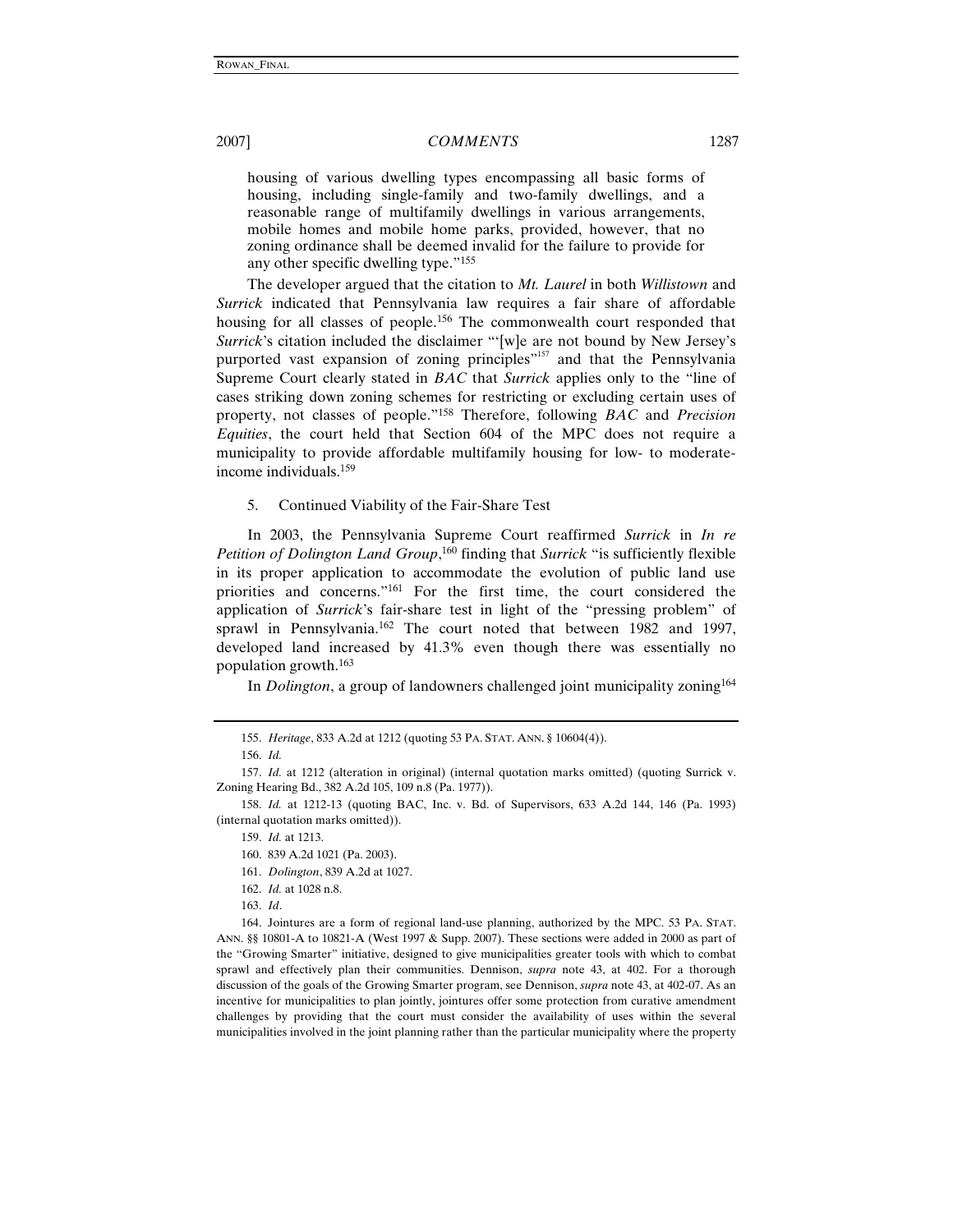housing of various dwelling types encompassing all basic forms of housing, including single-family and two-family dwellings, and a reasonable range of multifamily dwellings in various arrangements, mobile homes and mobile home parks, provided, however, that no zoning ordinance shall be deemed invalid for the failure to provide for any other specific dwelling type."[155]

The developer argued that the citation to *Mt. Laurel* in both *Willistown* and *Surrick* indicated that Pennsylvania law requires a fair share of affordable housing for all classes of people.[156] The commonwealth court responded that *Surrick*'s citation included the disclaimer "'[w]e are not bound by New Jersey's purported vast expansion of zoning principles'"[157] and that the Pennsylvania Supreme Court clearly stated in *BAC* that *Surrick* applies only to the "line of cases striking down zoning schemes for restricting or excluding certain uses of property, not classes of people."[158] Therefore, following *BAC* and *Precision Equities*, the court held that Section 604 of the MPC does not require a municipality to provide affordable multifamily housing for low- to moderate-income individuals.[159]

5. Continued Viability of the Fair-Share Test

In 2003, the Pennsylvania Supreme Court reaffirmed *Surrick* in *In re Petition of Dolington Land Group*,[160] finding that *Surrick* "is sufficiently flexible in its proper application to accommodate the evolution of public land use priorities and concerns."[161] For the first time, the court considered the application of *Surrick*'s fair-share test in light of the "pressing problem" of sprawl in Pennsylvania.[162] The court noted that between 1982 and 1997, developed land increased by 41.3% even though there was essentially no population growth.[163]

In *Dolington*, a group of landowners challenged joint municipality zoning[164]

---

155. *Heritage*, 833 A.2d at 1212 (quoting 53 PA. STAT. ANN. § 10604(4)).

156. *Id.*

157. *Id.* at 1212 (alteration in original) (internal quotation marks omitted) (quoting Surrick v. Zoning Hearing Bd., 382 A.2d 105, 109 n.8 (Pa. 1977)).

158. *Id.* at 1212-13 (quoting BAC, Inc. v. Bd. of Supervisors, 633 A.2d 144, 146 (Pa. 1993) (internal quotation marks omitted)).

159. *Id.* at 1213.

160. 839 A.2d 1021 (Pa. 2003).

161. *Dolington*, 839 A.2d at 1027.

162. *Id.* at 1028 n.8.

163. *Id*.

164. Jointures are a form of regional land-use planning, authorized by the MPC. 53 PA. STAT. ANN. §§ 10801-A to 10821-A (West 1997 & Supp. 2007). These sections were added in 2000 as part of the "Growing Smarter" initiative, designed to give municipalities greater tools with which to combat sprawl and effectively plan their communities. Dennison, *supra* note 43, at 402. For a thorough discussion of the goals of the Growing Smarter program, see Dennison, *supra* note 43, at 402-07. As an incentive for municipalities to plan jointly, jointures offer some protection from curative amendment challenges by providing that the court must consider the availability of uses within the several municipalities involved in the joint planning rather than the particular municipality where the property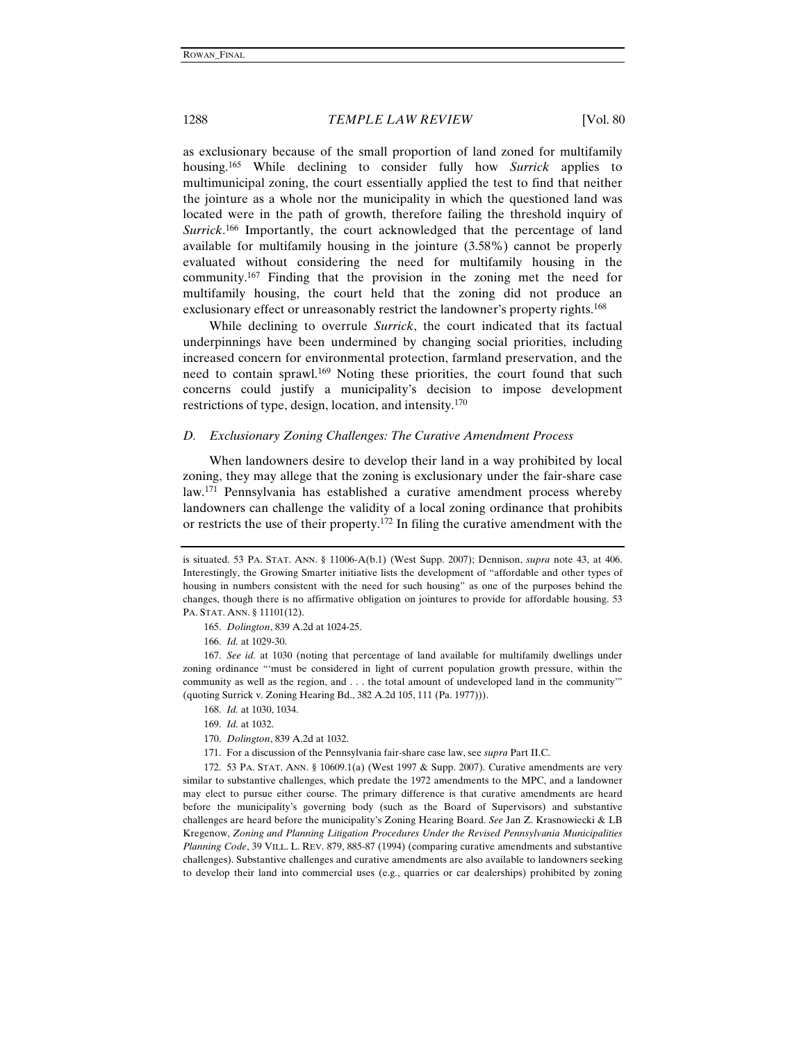as exclusionary because of the small proportion of land zoned for multifamily housing.[165] While declining to consider fully how *Surrick* applies to multimunicipal zoning, the court essentially applied the test to find that neither the jointure as a whole nor the municipality in which the questioned land was located were in the path of growth, therefore failing the threshold inquiry of *Surrick*.[166] Importantly, the court acknowledged that the percentage of land available for multifamily housing in the jointure (3.58%) cannot be properly evaluated without considering the need for multifamily housing in the community.[167] Finding that the provision in the zoning met the need for multifamily housing, the court held that the zoning did not produce an exclusionary effect or unreasonably restrict the landowner's property rights.[168]

While declining to overrule *Surrick*, the court indicated that its factual underpinnings have been undermined by changing social priorities, including increased concern for environmental protection, farmland preservation, and the need to contain sprawl.[169] Noting these priorities, the court found that such concerns could justify a municipality's decision to impose development restrictions of type, design, location, and intensity.[170]

### *D. Exclusionary Zoning Challenges: The Curative Amendment Process*

When landowners desire to develop their land in a way prohibited by local zoning, they may allege that the zoning is exclusionary under the fair-share case law.[171] Pennsylvania has established a curative amendment process whereby landowners can challenge the validity of a local zoning ordinance that prohibits or restricts the use of their property.[172] In filing the curative amendment with the

---

is situated. 53 PA. STAT. ANN. § 11006-A(b.1) (West Supp. 2007); Dennison, *supra* note 43, at 406. Interestingly, the Growing Smarter initiative lists the development of "affordable and other types of housing in numbers consistent with the need for such housing" as one of the purposes behind the changes, though there is no affirmative obligation on jointures to provide for affordable housing. 53 PA. STAT. ANN. § 11101(12).

165. *Dolington*, 839 A.2d at 1024-25.

166. *Id.* at 1029-30.

167. *See id.* at 1030 (noting that percentage of land available for multifamily dwellings under zoning ordinance "'must be considered in light of current population growth pressure, within the community as well as the region, and . . . the total amount of undeveloped land in the community'" (quoting Surrick v. Zoning Hearing Bd., 382 A.2d 105, 111 (Pa. 1977))).

168. *Id.* at 1030, 1034.

169. *Id.* at 1032.

170. *Dolington*, 839 A.2d at 1032.

171. For a discussion of the Pennsylvania fair-share case law, see *supra* Part II.C.

172. 53 PA. STAT. ANN. § 10609.1(a) (West 1997 & Supp. 2007). Curative amendments are very similar to substantive challenges, which predate the 1972 amendments to the MPC, and a landowner may elect to pursue either course. The primary difference is that curative amendments are heard before the municipality's governing body (such as the Board of Supervisors) and substantive challenges are heard before the municipality's Zoning Hearing Board. *See* Jan Z. Krasnowiecki & LB Kregenow, *Zoning and Planning Litigation Procedures Under the Revised Pennsylvania Municipalities Planning Code*, 39 VILL. L. REV. 879, 885-87 (1994) (comparing curative amendments and substantive challenges). Substantive challenges and curative amendments are also available to landowners seeking to develop their land into commercial uses (e.g., quarries or car dealerships) prohibited by zoning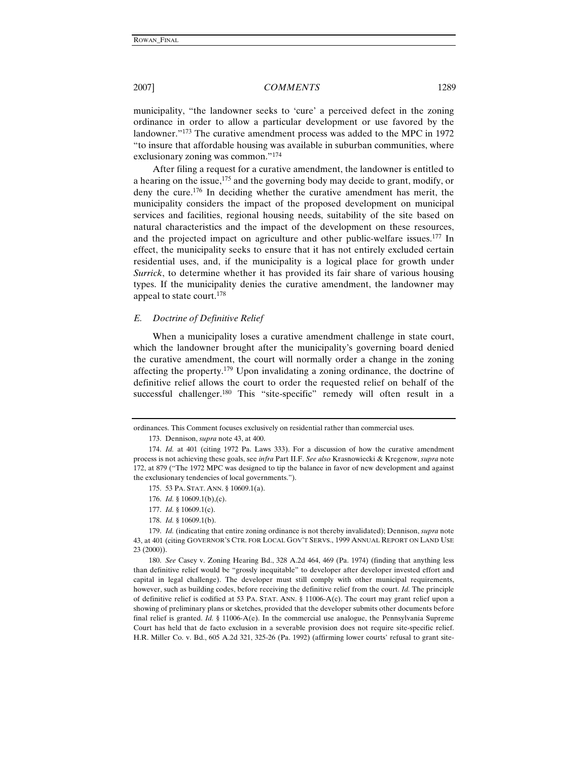municipality, "the landowner seeks to 'cure' a perceived defect in the zoning ordinance in order to allow a particular development or use favored by the landowner."[173] The curative amendment process was added to the MPC in 1972 "to insure that affordable housing was available in suburban communities, where exclusionary zoning was common."[174]

After filing a request for a curative amendment, the landowner is entitled to a hearing on the issue,[175] and the governing body may decide to grant, modify, or deny the cure.[176] In deciding whether the curative amendment has merit, the municipality considers the impact of the proposed development on municipal services and facilities, regional housing needs, suitability of the site based on natural characteristics and the impact of the development on these resources, and the projected impact on agriculture and other public-welfare issues.[177] In effect, the municipality seeks to ensure that it has not entirely excluded certain residential uses, and, if the municipality is a logical place for growth under *Surrick*, to determine whether it has provided its fair share of various housing types. If the municipality denies the curative amendment, the landowner may appeal to state court.[178]

### *E. Doctrine of Definitive Relief*

When a municipality loses a curative amendment challenge in state court, which the landowner brought after the municipality's governing board denied the curative amendment, the court will normally order a change in the zoning affecting the property.[179] Upon invalidating a zoning ordinance, the doctrine of definitive relief allows the court to order the requested relief on behalf of the successful challenger.[180] This "site-specific" remedy will often result in a

---

ordinances. This Comment focuses exclusively on residential rather than commercial uses.

173. Dennison, *supra* note 43, at 400.

174. *Id.* at 401 (citing 1972 Pa. Laws 333). For a discussion of how the curative amendment process is not achieving these goals, see *infra* Part II.F. *See also* Krasnowiecki & Kregenow, *supra* note 172, at 879 ("The 1972 MPC was designed to tip the balance in favor of new development and against the exclusionary tendencies of local governments.").

175. 53 PA. STAT. ANN. § 10609.1(a).

176. *Id.* § 10609.1(b),(c).

177. *Id.* § 10609.1(c).

178. *Id.* § 10609.1(b).

179. *Id.* (indicating that entire zoning ordinance is not thereby invalidated); Dennison, *supra* note 43, at 401 (citing GOVERNOR'S CTR. FOR LOCAL GOV'T SERVS., 1999 ANNUAL REPORT ON LAND USE 23 (2000)).

180. *See* Casey v. Zoning Hearing Bd., 328 A.2d 464, 469 (Pa. 1974) (finding that anything less than definitive relief would be "grossly inequitable" to developer after developer invested effort and capital in legal challenge). The developer must still comply with other municipal requirements, however, such as building codes, before receiving the definitive relief from the court. *Id.* The principle of definitive relief is codified at 53 PA. STAT. ANN. § 11006-A(c). The court may grant relief upon a showing of preliminary plans or sketches, provided that the developer submits other documents before final relief is granted. *Id.* § 11006-A(e). In the commercial use analogue, the Pennsylvania Supreme Court has held that de facto exclusion in a severable provision does not require site-specific relief. H.R. Miller Co. v. Bd., 605 A.2d 321, 325-26 (Pa. 1992) (affirming lower courts' refusal to grant site-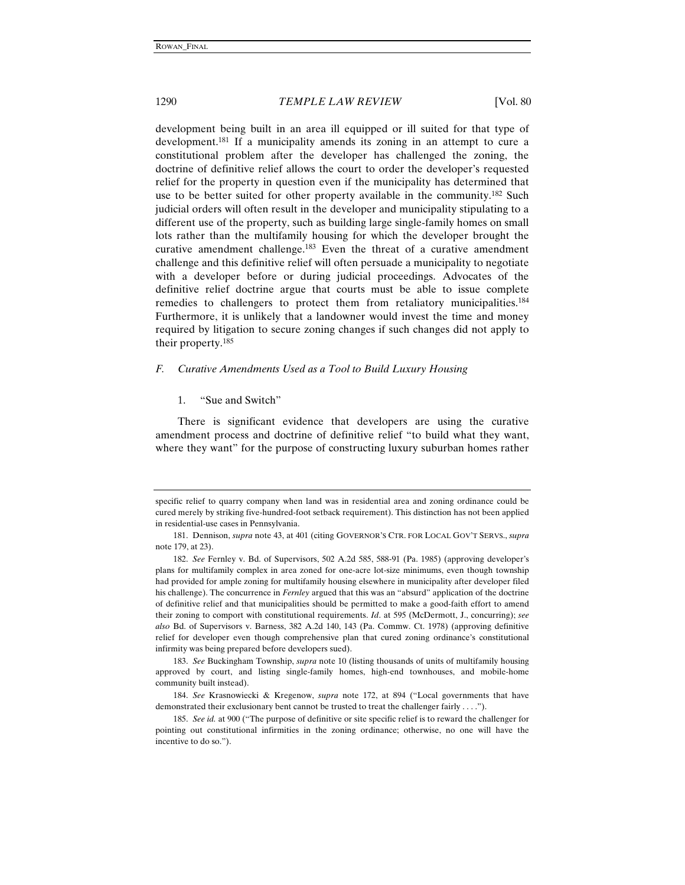development being built in an area ill equipped or ill suited for that type of development.[181] If a municipality amends its zoning in an attempt to cure a constitutional problem after the developer has challenged the zoning, the doctrine of definitive relief allows the court to order the developer's requested relief for the property in question even if the municipality has determined that use to be better suited for other property available in the community.[182] Such judicial orders will often result in the developer and municipality stipulating to a different use of the property, such as building large single-family homes on small lots rather than the multifamily housing for which the developer brought the curative amendment challenge.[183] Even the threat of a curative amendment challenge and this definitive relief will often persuade a municipality to negotiate with a developer before or during judicial proceedings. Advocates of the definitive relief doctrine argue that courts must be able to issue complete remedies to challengers to protect them from retaliatory municipalities.[184] Furthermore, it is unlikely that a landowner would invest the time and money required by litigation to secure zoning changes if such changes did not apply to their property.[185]

### *F. Curative Amendments Used as a Tool to Build Luxury Housing*

#### 1. "Sue and Switch"

There is significant evidence that developers are using the curative amendment process and doctrine of definitive relief "to build what they want, where they want" for the purpose of constructing luxury suburban homes rather

---

specific relief to quarry company when land was in residential area and zoning ordinance could be cured merely by striking five-hundred-foot setback requirement). This distinction has not been applied in residential-use cases in Pennsylvania.

181. Dennison, *supra* note 43, at 401 (citing GOVERNOR'S CTR. FOR LOCAL GOV'T SERVS., *supra* note 179, at 23).

182. *See* Fernley v. Bd. of Supervisors, 502 A.2d 585, 588-91 (Pa. 1985) (approving developer's plans for multifamily complex in area zoned for one-acre lot-size minimums, even though township had provided for ample zoning for multifamily housing elsewhere in municipality after developer filed his challenge). The concurrence in *Fernley* argued that this was an "absurd" application of the doctrine of definitive relief and that municipalities should be permitted to make a good-faith effort to amend their zoning to comport with constitutional requirements. *Id*. at 595 (McDermott, J., concurring); *see also* Bd. of Supervisors v. Barness, 382 A.2d 140, 143 (Pa. Commw. Ct. 1978) (approving definitive relief for developer even though comprehensive plan that cured zoning ordinance's constitutional infirmity was being prepared before developers sued).

183. *See* Buckingham Township, *supra* note 10 (listing thousands of units of multifamily housing approved by court, and listing single-family homes, high-end townhouses, and mobile-home community built instead).

184. *See* Krasnowiecki & Kregenow, *supra* note 172, at 894 ("Local governments that have demonstrated their exclusionary bent cannot be trusted to treat the challenger fairly . . . .").

185. *See id.* at 900 ("The purpose of definitive or site specific relief is to reward the challenger for pointing out constitutional infirmities in the zoning ordinance; otherwise, no one will have the incentive to do so.").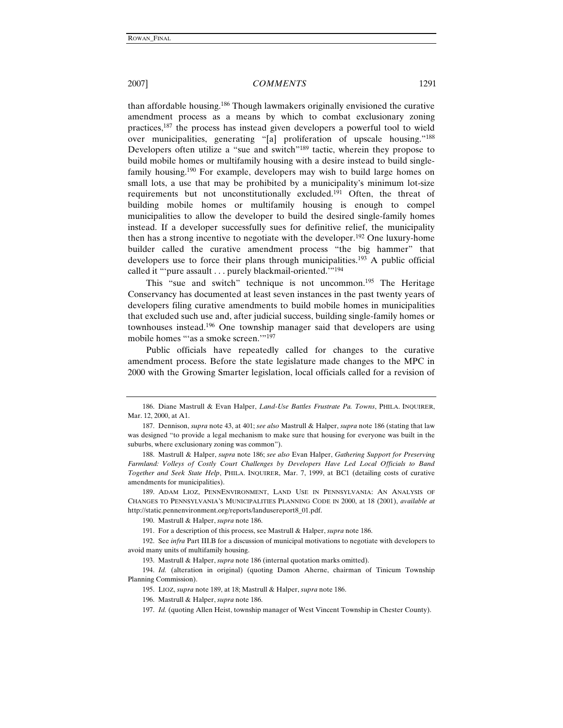than affordable housing.[186] Though lawmakers originally envisioned the curative amendment process as a means by which to combat exclusionary zoning practices,[187] the process has instead given developers a powerful tool to wield over municipalities, generating "[a] proliferation of upscale housing."[188] Developers often utilize a "sue and switch"[189] tactic, wherein they propose to build mobile homes or multifamily housing with a desire instead to build single-family housing.[190] For example, developers may wish to build large homes on small lots, a use that may be prohibited by a municipality's minimum lot-size requirements but not unconstitutionally excluded.[191] Often, the threat of building mobile homes or multifamily housing is enough to compel municipalities to allow the developer to build the desired single-family homes instead. If a developer successfully sues for definitive relief, the municipality then has a strong incentive to negotiate with the developer.[192] One luxury-home builder called the curative amendment process "the big hammer" that developers use to force their plans through municipalities.[193] A public official called it "'pure assault . . . purely blackmail-oriented.'"[194]

This "sue and switch" technique is not uncommon.[195] The Heritage Conservancy has documented at least seven instances in the past twenty years of developers filing curative amendments to build mobile homes in municipalities that excluded such use and, after judicial success, building single-family homes or townhouses instead.[196] One township manager said that developers are using mobile homes "'as a smoke screen.'"[197]

Public officials have repeatedly called for changes to the curative amendment process. Before the state legislature made changes to the MPC in 2000 with the Growing Smarter legislation, local officials called for a revision of

---

186. Diane Mastrull & Evan Halper, *Land-Use Battles Frustrate Pa. Towns*, PHILA. INQUIRER, Mar. 12, 2000, at A1.

187. Dennison, *supra* note 43, at 401; *see also* Mastrull & Halper, *supra* note 186 (stating that law was designed "to provide a legal mechanism to make sure that housing for everyone was built in the suburbs, where exclusionary zoning was common").

188. Mastrull & Halper, *supra* note 186; *see also* Evan Halper, *Gathering Support for Preserving Farmland: Volleys of Costly Court Challenges by Developers Have Led Local Officials to Band Together and Seek State Help*, PHILA. INQUIRER, Mar. 7, 1999, at BC1 (detailing costs of curative amendments for municipalities).

189. ADAM LIOZ, PENNENVIRONMENT, LAND USE IN PENNSYLVANIA: AN ANALYSIS OF CHANGES TO PENNSYLVANIA'S MUNICIPALITIES PLANNING CODE IN 2000, at 18 (2001), *available at* http://static.pennenvironment.org/reports/landusereport8_01.pdf.

190. Mastrull & Halper, *supra* note 186.

191. For a description of this process, see Mastrull & Halper, *supra* note 186.

192. See *infra* Part III.B for a discussion of municipal motivations to negotiate with developers to avoid many units of multifamily housing.

193. Mastrull & Halper, *supra* note 186 (internal quotation marks omitted).

194. *Id.* (alteration in original) (quoting Damon Aherne, chairman of Tinicum Township Planning Commission).

195. LIOZ, *supra* note 189, at 18; Mastrull & Halper, *supra* note 186.

196. Mastrull & Halper, *supra* note 186.

197. *Id.* (quoting Allen Heist, township manager of West Vincent Township in Chester County).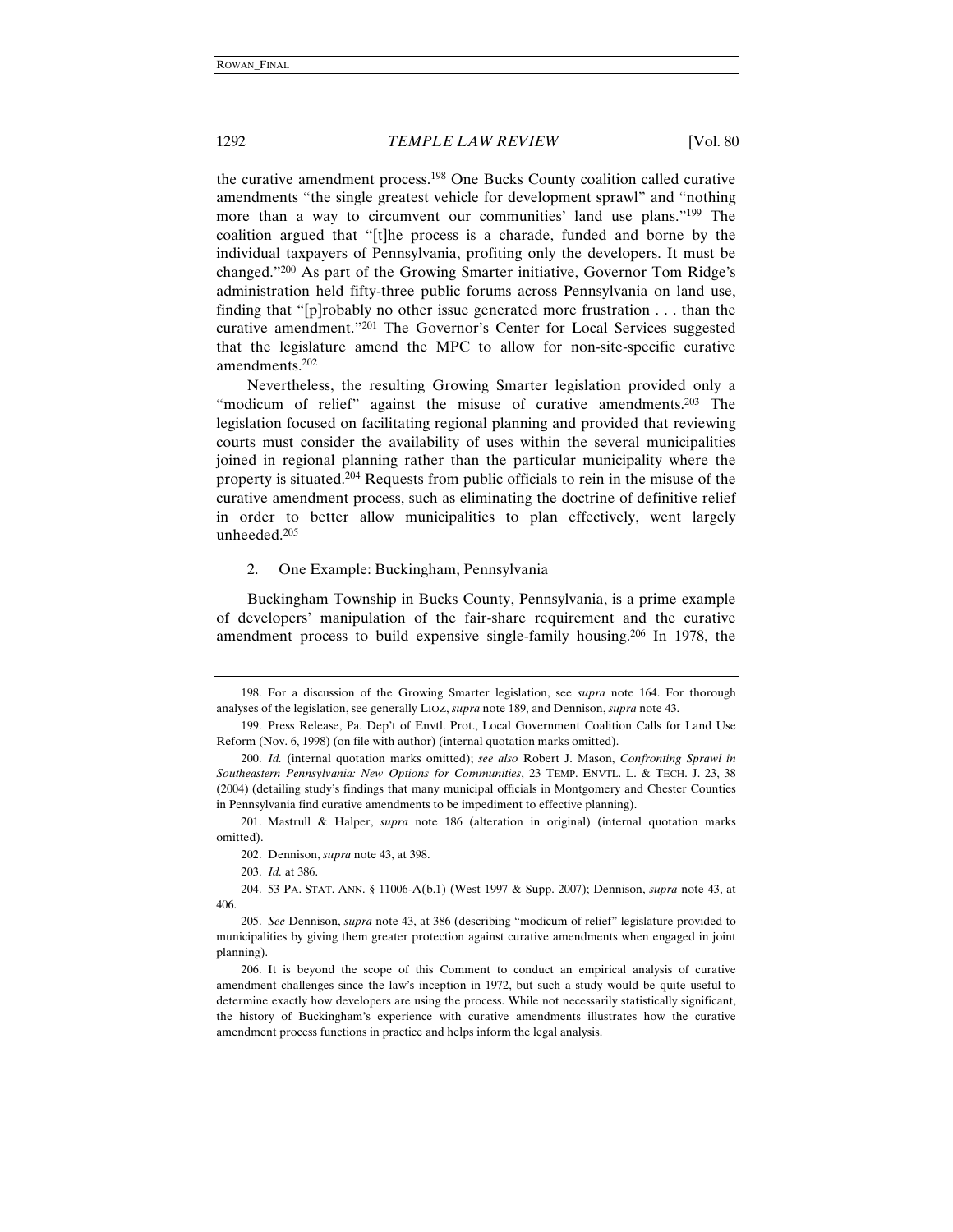the curative amendment process.[198] One Bucks County coalition called curative amendments "the single greatest vehicle for development sprawl" and "nothing more than a way to circumvent our communities' land use plans."[199] The coalition argued that "[t]he process is a charade, funded and borne by the individual taxpayers of Pennsylvania, profiting only the developers. It must be changed."[200] As part of the Growing Smarter initiative, Governor Tom Ridge's administration held fifty-three public forums across Pennsylvania on land use, finding that "[p]robably no other issue generated more frustration . . . than the curative amendment."[201] The Governor's Center for Local Services suggested that the legislature amend the MPC to allow for non-site-specific curative amendments.[202]

Nevertheless, the resulting Growing Smarter legislation provided only a "modicum of relief" against the misuse of curative amendments.[203] The legislation focused on facilitating regional planning and provided that reviewing courts must consider the availability of uses within the several municipalities joined in regional planning rather than the particular municipality where the property is situated.[204] Requests from public officials to rein in the misuse of the curative amendment process, such as eliminating the doctrine of definitive relief in order to better allow municipalities to plan effectively, went largely unheeded.[205]

2. One Example: Buckingham, Pennsylvania

Buckingham Township in Bucks County, Pennsylvania, is a prime example of developers' manipulation of the fair-share requirement and the curative amendment process to build expensive single-family housing.[206] In 1978, the

---

198. For a discussion of the Growing Smarter legislation, see *supra* note 164. For thorough analyses of the legislation, see generally LIOZ, *supra* note 189, and Dennison, *supra* note 43.

199. Press Release, Pa. Dep't of Envtl. Prot., Local Government Coalition Calls for Land Use Reform-(Nov. 6, 1998) (on file with author) (internal quotation marks omitted).

200. *Id.* (internal quotation marks omitted); *see also* Robert J. Mason, *Confronting Sprawl in Southeastern Pennsylvania: New Options for Communities*, 23 TEMP. ENVTL. L. & TECH. J. 23, 38 (2004) (detailing study's findings that many municipal officials in Montgomery and Chester Counties in Pennsylvania find curative amendments to be impediment to effective planning).

201. Mastrull & Halper, *supra* note 186 (alteration in original) (internal quotation marks omitted).

202. Dennison, *supra* note 43, at 398.

203. *Id.* at 386.

204. 53 PA. STAT. ANN. § 11006-A(b.1) (West 1997 & Supp. 2007); Dennison, *supra* note 43, at 406.

205. *See* Dennison, *supra* note 43, at 386 (describing "modicum of relief" legislature provided to municipalities by giving them greater protection against curative amendments when engaged in joint planning).

206. It is beyond the scope of this Comment to conduct an empirical analysis of curative amendment challenges since the law's inception in 1972, but such a study would be quite useful to determine exactly how developers are using the process. While not necessarily statistically significant, the history of Buckingham's experience with curative amendments illustrates how the curative amendment process functions in practice and helps inform the legal analysis.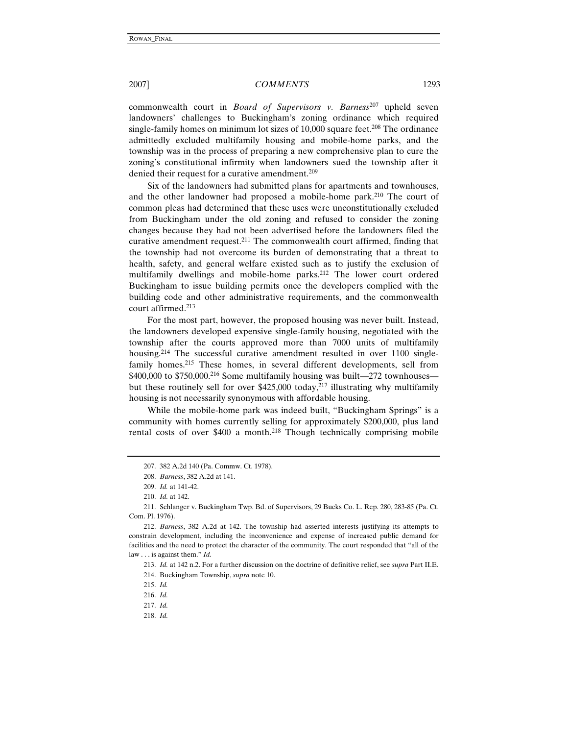commonwealth court in *Board of Supervisors v. Barness*[207] upheld seven landowners' challenges to Buckingham's zoning ordinance which required single-family homes on minimum lot sizes of 10,000 square feet.[208] The ordinance admittedly excluded multifamily housing and mobile-home parks, and the township was in the process of preparing a new comprehensive plan to cure the zoning's constitutional infirmity when landowners sued the township after it denied their request for a curative amendment.[209]

Six of the landowners had submitted plans for apartments and townhouses, and the other landowner had proposed a mobile-home park.[210] The court of common pleas had determined that these uses were unconstitutionally excluded from Buckingham under the old zoning and refused to consider the zoning changes because they had not been advertised before the landowners filed the curative amendment request.[211] The commonwealth court affirmed, finding that the township had not overcome its burden of demonstrating that a threat to health, safety, and general welfare existed such as to justify the exclusion of multifamily dwellings and mobile-home parks.[212] The lower court ordered Buckingham to issue building permits once the developers complied with the building code and other administrative requirements, and the commonwealth court affirmed.[213]

For the most part, however, the proposed housing was never built. Instead, the landowners developed expensive single-family housing, negotiated with the township after the courts approved more than 7000 units of multifamily housing.[214] The successful curative amendment resulted in over 1100 single-family homes.[215] These homes, in several different developments, sell from \$400,000 to \$750,000.[216] Some multifamily housing was built—272 townhouses—but these routinely sell for over \$425,000 today,[217] illustrating why multifamily housing is not necessarily synonymous with affordable housing.

While the mobile-home park was indeed built, "Buckingham Springs" is a community with homes currently selling for approximately \$200,000, plus land rental costs of over \$400 a month.[218] Though technically comprising mobile

---

207. 382 A.2d 140 (Pa. Commw. Ct. 1978).

208. *Barness*, 382 A.2d at 141.

209. *Id.* at 141-42.

210. *Id.* at 142.

211. Schlanger v. Buckingham Twp. Bd. of Supervisors, 29 Bucks Co. L. Rep. 280, 283-85 (Pa. Ct. Com. Pl. 1976).

212. *Barness*, 382 A.2d at 142. The township had asserted interests justifying its attempts to constrain development, including the inconvenience and expense of increased public demand for facilities and the need to protect the character of the community. The court responded that "all of the law . . . is against them." *Id.*

213. *Id.* at 142 n.2. For a further discussion on the doctrine of definitive relief, see *supra* Part II.E.

214. Buckingham Township, *supra* note 10.

215. *Id.*

216. *Id.*

217. *Id.*

218. *Id.*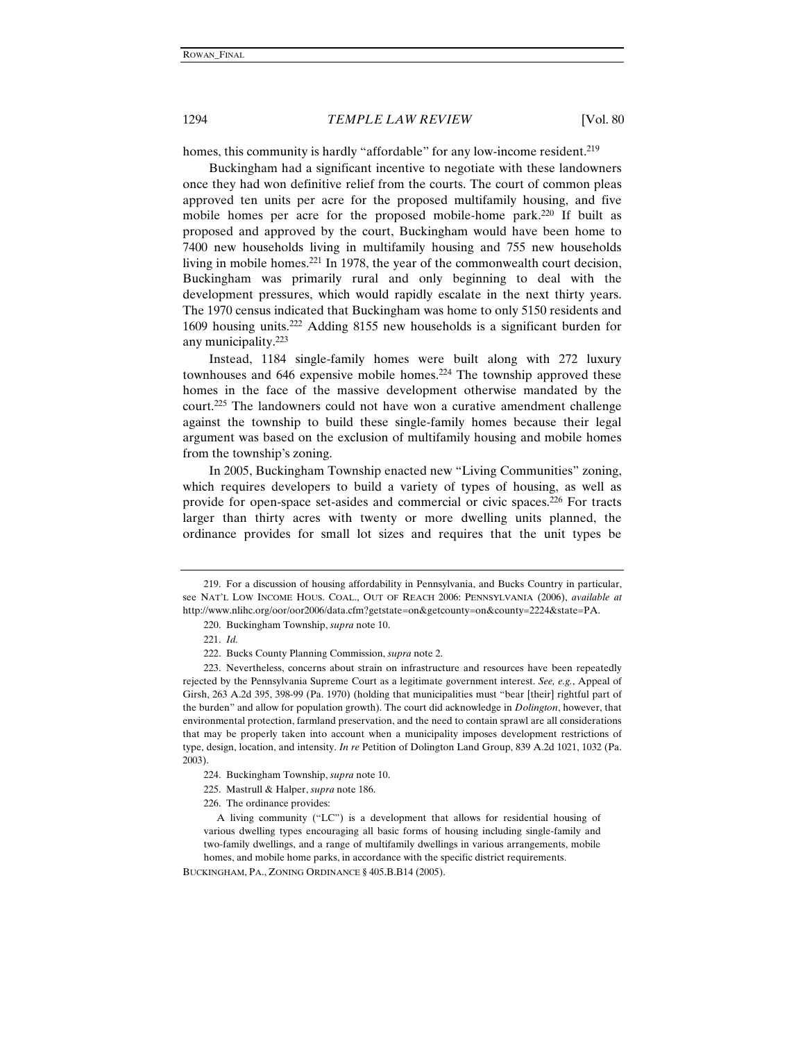homes, this community is hardly "affordable" for any low-income resident.[219]

Buckingham had a significant incentive to negotiate with these landowners once they had won definitive relief from the courts. The court of common pleas approved ten units per acre for the proposed multifamily housing, and five mobile homes per acre for the proposed mobile-home park.[220] If built as proposed and approved by the court, Buckingham would have been home to 7400 new households living in multifamily housing and 755 new households living in mobile homes.[221] In 1978, the year of the commonwealth court decision, Buckingham was primarily rural and only beginning to deal with the development pressures, which would rapidly escalate in the next thirty years. The 1970 census indicated that Buckingham was home to only 5150 residents and 1609 housing units.[222] Adding 8155 new households is a significant burden for any municipality.[223]

Instead, 1184 single-family homes were built along with 272 luxury townhouses and 646 expensive mobile homes.[224] The township approved these homes in the face of the massive development otherwise mandated by the court.[225] The landowners could not have won a curative amendment challenge against the township to build these single-family homes because their legal argument was based on the exclusion of multifamily housing and mobile homes from the township's zoning.

In 2005, Buckingham Township enacted new "Living Communities" zoning, which requires developers to build a variety of types of housing, as well as provide for open-space set-asides and commercial or civic spaces.[226] For tracts larger than thirty acres with twenty or more dwelling units planned, the ordinance provides for small lot sizes and requires that the unit types be

---

219. For a discussion of housing affordability in Pennsylvania, and Bucks Country in particular, see NAT'L LOW INCOME HOUS. COAL., OUT OF REACH 2006: PENNSYLVANIA (2006), *available at* http://www.nlihc.org/oor/oor2006/data.cfm?getstate=on&getcounty=on&county=2224&state=PA.

220. Buckingham Township, *supra* note 10.

221. *Id.*

222. Bucks County Planning Commission, *supra* note 2.

223. Nevertheless, concerns about strain on infrastructure and resources have been repeatedly rejected by the Pennsylvania Supreme Court as a legitimate government interest. *See, e.g.*, Appeal of Girsh, 263 A.2d 395, 398-99 (Pa. 1970) (holding that municipalities must "bear [their] rightful part of the burden" and allow for population growth). The court did acknowledge in *Dolington*, however, that environmental protection, farmland preservation, and the need to contain sprawl are all considerations that may be properly taken into account when a municipality imposes development restrictions of type, design, location, and intensity. *In re* Petition of Dolington Land Group, 839 A.2d 1021, 1032 (Pa. 2003).

224. Buckingham Township, *supra* note 10.

225. Mastrull & Halper, *supra* note 186.

226. The ordinance provides:

> A living community ("LC") is a development that allows for residential housing of various dwelling types encouraging all basic forms of housing including single-family and two-family dwellings, and a range of multifamily dwellings in various arrangements, mobile homes, and mobile home parks, in accordance with the specific district requirements.

BUCKINGHAM, PA., ZONING ORDINANCE § 405.B.B14 (2005).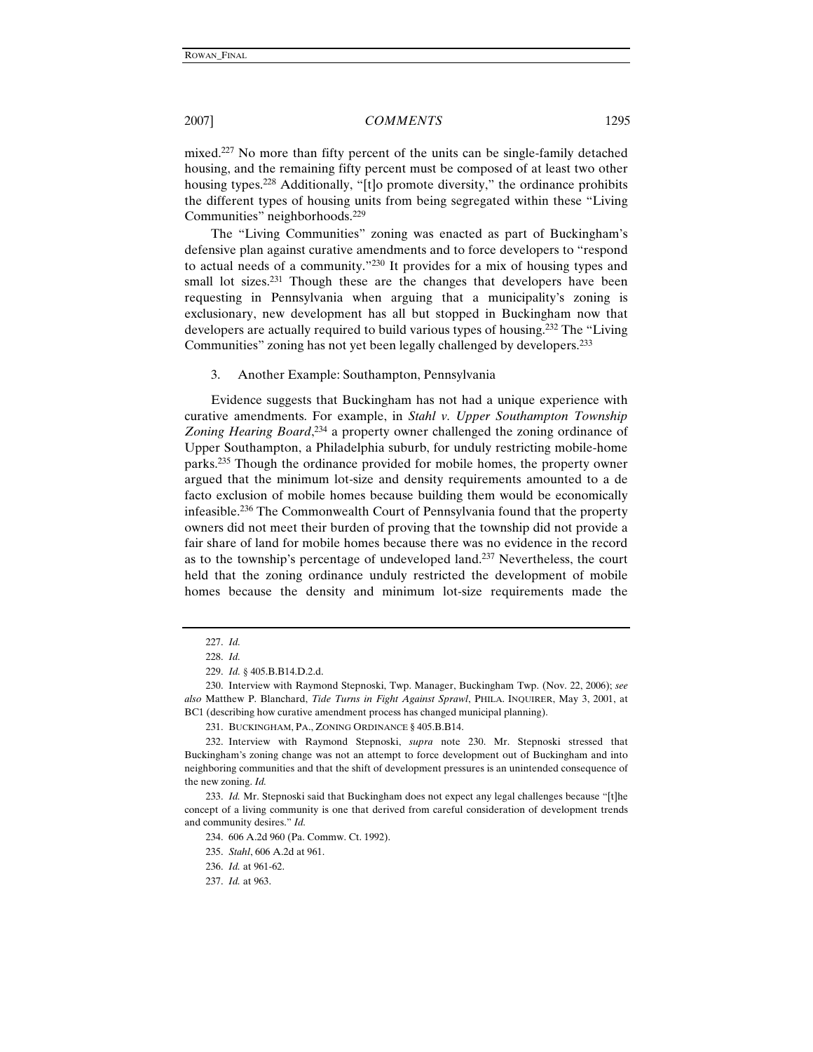mixed.[227] No more than fifty percent of the units can be single-family detached housing, and the remaining fifty percent must be composed of at least two other housing types.[228] Additionally, "[t]o promote diversity," the ordinance prohibits the different types of housing units from being segregated within these "Living Communities" neighborhoods.[229]

The "Living Communities" zoning was enacted as part of Buckingham's defensive plan against curative amendments and to force developers to "respond to actual needs of a community."[230] It provides for a mix of housing types and small lot sizes.[231] Though these are the changes that developers have been requesting in Pennsylvania when arguing that a municipality's zoning is exclusionary, new development has all but stopped in Buckingham now that developers are actually required to build various types of housing.[232] The "Living Communities" zoning has not yet been legally challenged by developers.[233]

3. Another Example: Southampton, Pennsylvania

Evidence suggests that Buckingham has not had a unique experience with curative amendments. For example, in *Stahl v. Upper Southampton Township Zoning Hearing Board*,[234] a property owner challenged the zoning ordinance of Upper Southampton, a Philadelphia suburb, for unduly restricting mobile-home parks.[235] Though the ordinance provided for mobile homes, the property owner argued that the minimum lot-size and density requirements amounted to a de facto exclusion of mobile homes because building them would be economically infeasible.[236] The Commonwealth Court of Pennsylvania found that the property owners did not meet their burden of proving that the township did not provide a fair share of land for mobile homes because there was no evidence in the record as to the township's percentage of undeveloped land.[237] Nevertheless, the court held that the zoning ordinance unduly restricted the development of mobile homes because the density and minimum lot-size requirements made the

---

227. *Id.*

228. *Id.*

229. *Id.* § 405.B.B14.D.2.d.

230. Interview with Raymond Stepnoski, Twp. Manager, Buckingham Twp. (Nov. 22, 2006); *see also* Matthew P. Blanchard, *Tide Turns in Fight Against Sprawl*, PHILA. INQUIRER, May 3, 2001, at BC1 (describing how curative amendment process has changed municipal planning).

231. BUCKINGHAM, PA., ZONING ORDINANCE § 405.B.B14.

232. Interview with Raymond Stepnoski, *supra* note 230. Mr. Stepnoski stressed that Buckingham's zoning change was not an attempt to force development out of Buckingham and into neighboring communities and that the shift of development pressures is an unintended consequence of the new zoning. *Id.*

233. *Id.* Mr. Stepnoski said that Buckingham does not expect any legal challenges because "[t]he concept of a living community is one that derived from careful consideration of development trends and community desires." *Id.*

234. 606 A.2d 960 (Pa. Commw. Ct. 1992).

235. *Stahl*, 606 A.2d at 961.

236. *Id.* at 961-62.

237. *Id.* at 963.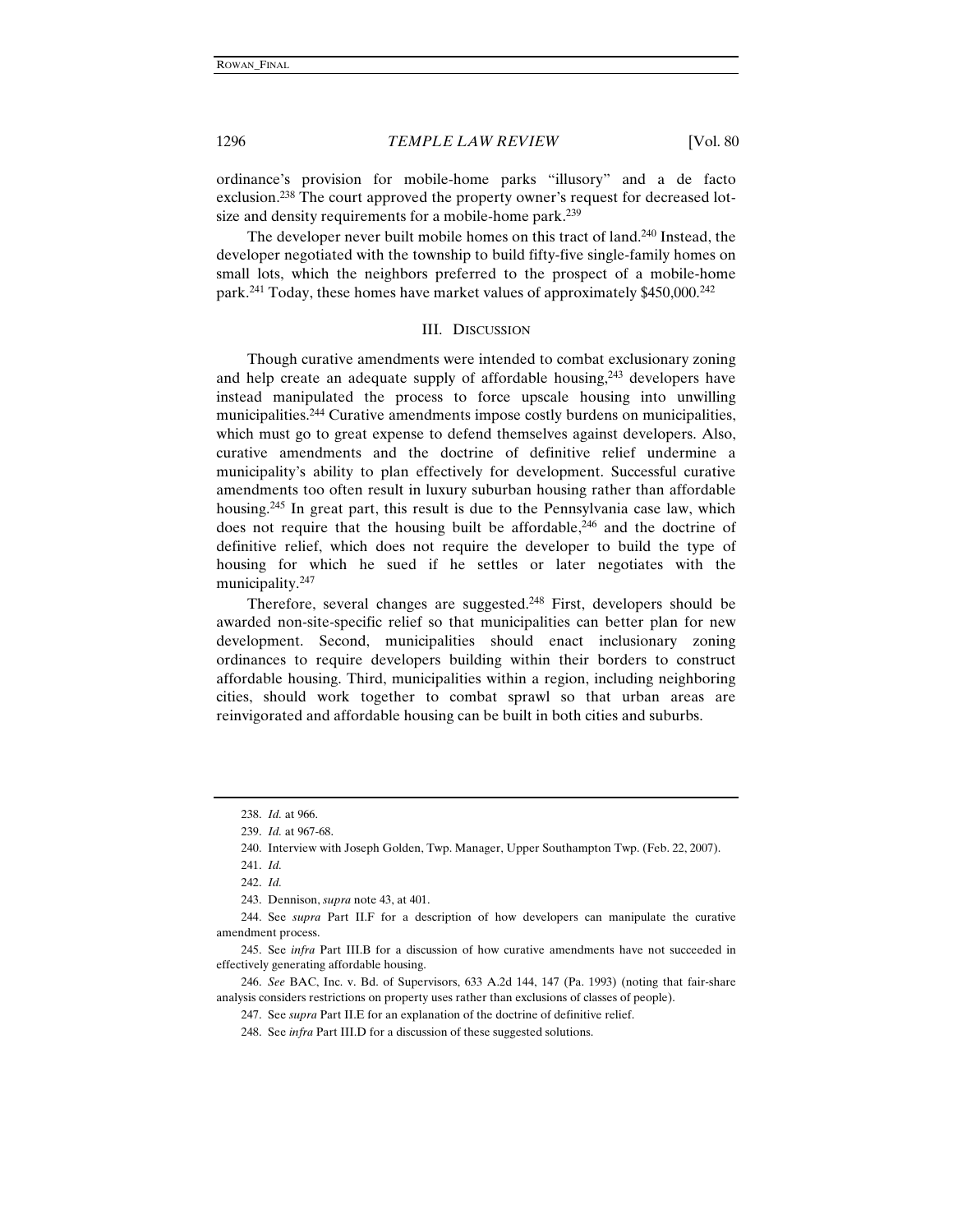ordinance's provision for mobile-home parks "illusory" and a de facto exclusion.[238] The court approved the property owner's request for decreased lot-size and density requirements for a mobile-home park.[239]

The developer never built mobile homes on this tract of land.[240] Instead, the developer negotiated with the township to build fifty-five single-family homes on small lots, which the neighbors preferred to the prospect of a mobile-home park.[241] Today, these homes have market values of approximately $450,000.[242]

## III. Discussion

Though curative amendments were intended to combat exclusionary zoning and help create an adequate supply of affordable housing,[243] developers have instead manipulated the process to force upscale housing into unwilling municipalities.[244] Curative amendments impose costly burdens on municipalities, which must go to great expense to defend themselves against developers. Also, curative amendments and the doctrine of definitive relief undermine a municipality's ability to plan effectively for development. Successful curative amendments too often result in luxury suburban housing rather than affordable housing.[245] In great part, this result is due to the Pennsylvania case law, which does not require that the housing built be affordable,[246] and the doctrine of definitive relief, which does not require the developer to build the type of housing for which he sued if he settles or later negotiates with the municipality.[247]

Therefore, several changes are suggested.[248] First, developers should be awarded non-site-specific relief so that municipalities can better plan for new development. Second, municipalities should enact inclusionary zoning ordinances to require developers building within their borders to construct affordable housing. Third, municipalities within a region, including neighboring cities, should work together to combat sprawl so that urban areas are reinvigorated and affordable housing can be built in both cities and suburbs.

---

238. *Id.* at 966.

239. *Id.* at 967-68.

240. Interview with Joseph Golden, Twp. Manager, Upper Southampton Twp. (Feb. 22, 2007).

241. *Id.*

242. *Id.*

243. Dennison, *supra* note 43, at 401.

244. See *supra* Part II.F for a description of how developers can manipulate the curative amendment process.

245. See *infra* Part III.B for a discussion of how curative amendments have not succeeded in effectively generating affordable housing.

246. *See* BAC, Inc. v. Bd. of Supervisors, 633 A.2d 144, 147 (Pa. 1993) (noting that fair-share analysis considers restrictions on property uses rather than exclusions of classes of people).

247. See *supra* Part II.E for an explanation of the doctrine of definitive relief.

248. See *infra* Part III.D for a discussion of these suggested solutions.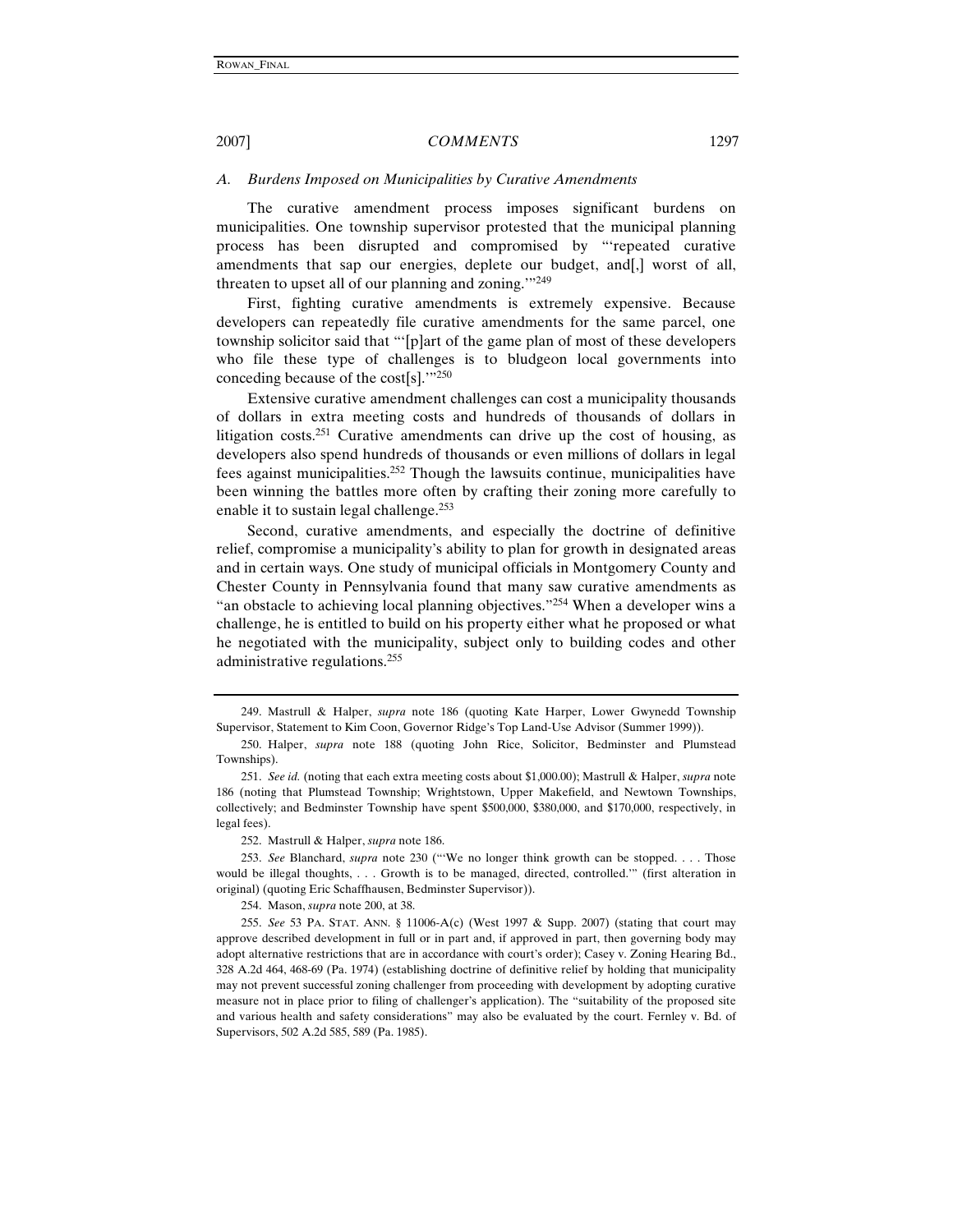### *A. Burdens Imposed on Municipalities by Curative Amendments*

The curative amendment process imposes significant burdens on municipalities. One township supervisor protested that the municipal planning process has been disrupted and compromised by "'repeated curative amendments that sap our energies, deplete our budget, and[,] worst of all, threaten to upset all of our planning and zoning.'"[249]

First, fighting curative amendments is extremely expensive. Because developers can repeatedly file curative amendments for the same parcel, one township solicitor said that "'[p]art of the game plan of most of these developers who file these type of challenges is to bludgeon local governments into conceding because of the cost[s].'"[250]

Extensive curative amendment challenges can cost a municipality thousands of dollars in extra meeting costs and hundreds of thousands of dollars in litigation costs.[251] Curative amendments can drive up the cost of housing, as developers also spend hundreds of thousands or even millions of dollars in legal fees against municipalities.[252] Though the lawsuits continue, municipalities have been winning the battles more often by crafting their zoning more carefully to enable it to sustain legal challenge.[253]

Second, curative amendments, and especially the doctrine of definitive relief, compromise a municipality's ability to plan for growth in designated areas and in certain ways. One study of municipal officials in Montgomery County and Chester County in Pennsylvania found that many saw curative amendments as "an obstacle to achieving local planning objectives."[254] When a developer wins a challenge, he is entitled to build on his property either what he proposed or what he negotiated with the municipality, subject only to building codes and other administrative regulations.[255]

---

249. Mastrull & Halper, *supra* note 186 (quoting Kate Harper, Lower Gwynedd Township Supervisor, Statement to Kim Coon, Governor Ridge's Top Land-Use Advisor (Summer 1999)).

250. Halper, *supra* note 188 (quoting John Rice, Solicitor, Bedminster and Plumstead Townships).

251. *See id.* (noting that each extra meeting costs about $1,000.00); Mastrull & Halper, *supra* note 186 (noting that Plumstead Township; Wrightstown, Upper Makefield, and Newtown Townships, collectively; and Bedminster Township have spent $500,000, $380,000, and $170,000, respectively, in legal fees).

252. Mastrull & Halper, *supra* note 186.

253. *See* Blanchard, *supra* note 230 ("'We no longer think growth can be stopped. . . . Those would be illegal thoughts, . . . Growth is to be managed, directed, controlled.'" (first alteration in original) (quoting Eric Schaffhausen, Bedminster Supervisor)).

254. Mason, *supra* note 200, at 38.

255. *See* 53 PA. STAT. ANN. § 11006-A(c) (West 1997 & Supp. 2007) (stating that court may approve described development in full or in part and, if approved in part, then governing body may adopt alternative restrictions that are in accordance with court's order); Casey v. Zoning Hearing Bd., 328 A.2d 464, 468-69 (Pa. 1974) (establishing doctrine of definitive relief by holding that municipality may not prevent successful zoning challenger from proceeding with development by adopting curative measure not in place prior to filing of challenger's application). The "suitability of the proposed site and various health and safety considerations" may also be evaluated by the court. Fernley v. Bd. of Supervisors, 502 A.2d 585, 589 (Pa. 1985).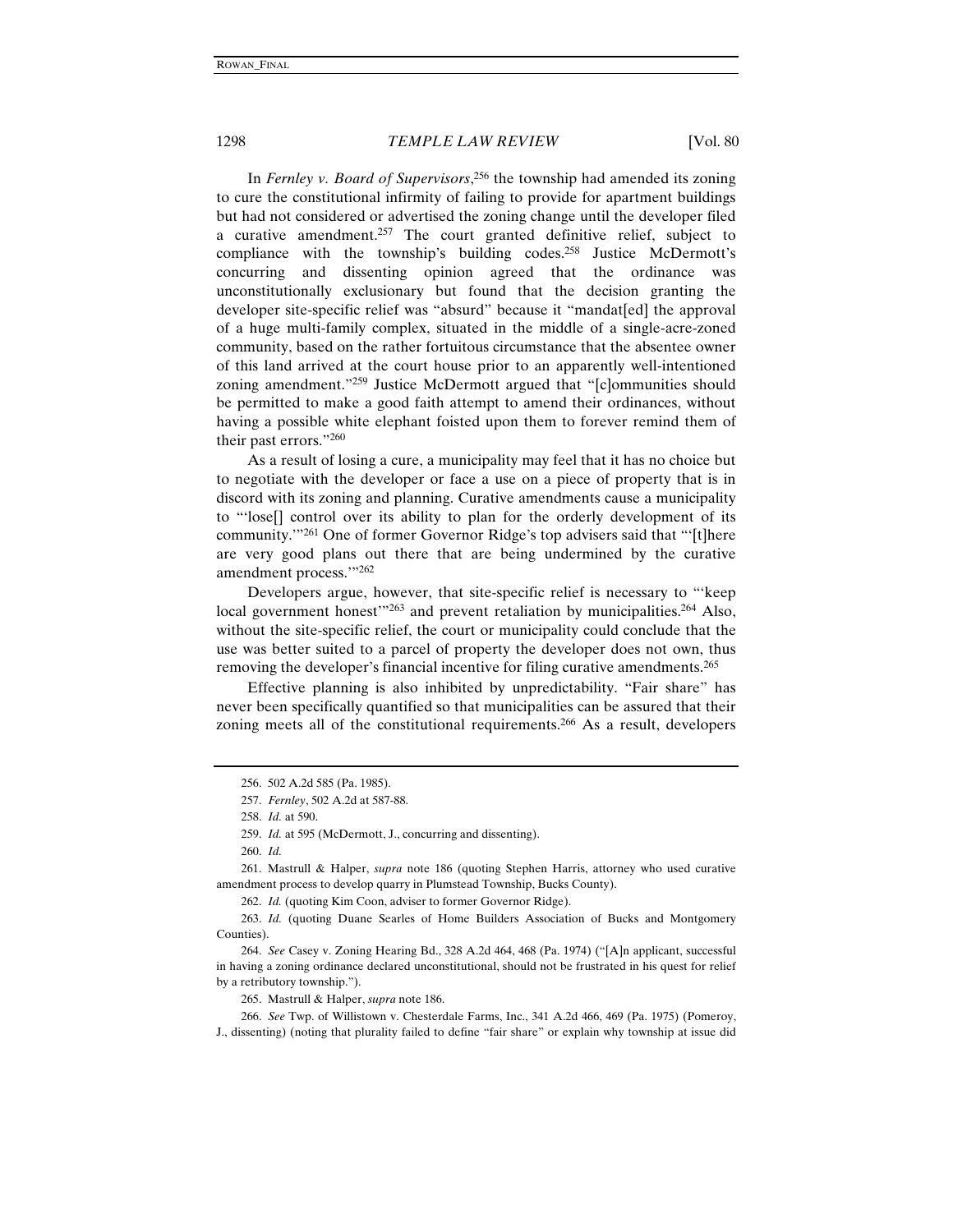In *Fernley v. Board of Supervisors*,[256] the township had amended its zoning to cure the constitutional infirmity of failing to provide for apartment buildings but had not considered or advertised the zoning change until the developer filed a curative amendment.[257] The court granted definitive relief, subject to compliance with the township's building codes.[258] Justice McDermott's concurring and dissenting opinion agreed that the ordinance was unconstitutionally exclusionary but found that the decision granting the developer site-specific relief was "absurd" because it "mandat[ed] the approval of a huge multi-family complex, situated in the middle of a single-acre-zoned community, based on the rather fortuitous circumstance that the absentee owner of this land arrived at the court house prior to an apparently well-intentioned zoning amendment."[259] Justice McDermott argued that "[c]ommunities should be permitted to make a good faith attempt to amend their ordinances, without having a possible white elephant foisted upon them to forever remind them of their past errors."[260]

As a result of losing a cure, a municipality may feel that it has no choice but to negotiate with the developer or face a use on a piece of property that is in discord with its zoning and planning. Curative amendments cause a municipality to "'lose[] control over its ability to plan for the orderly development of its community.'"[261] One of former Governor Ridge's top advisers said that "'[t]here are very good plans out there that are being undermined by the curative amendment process.'"[262]

Developers argue, however, that site-specific relief is necessary to "'keep local government honest'"[263] and prevent retaliation by municipalities.[264] Also, without the site-specific relief, the court or municipality could conclude that the use was better suited to a parcel of property the developer does not own, thus removing the developer's financial incentive for filing curative amendments.[265]

Effective planning is also inhibited by unpredictability. "Fair share" has never been specifically quantified so that municipalities can be assured that their zoning meets all of the constitutional requirements.[266] As a result, developers

---

256. 502 A.2d 585 (Pa. 1985).

257. *Fernley*, 502 A.2d at 587-88.

258. *Id.* at 590.

259. *Id.* at 595 (McDermott, J., concurring and dissenting).

260. *Id.*

261. Mastrull & Halper, *supra* note 186 (quoting Stephen Harris, attorney who used curative amendment process to develop quarry in Plumstead Township, Bucks County).

262. *Id.* (quoting Kim Coon, adviser to former Governor Ridge).

263. *Id.* (quoting Duane Searles of Home Builders Association of Bucks and Montgomery Counties).

264. *See* Casey v. Zoning Hearing Bd., 328 A.2d 464, 468 (Pa. 1974) ("[A]n applicant, successful in having a zoning ordinance declared unconstitutional, should not be frustrated in his quest for relief by a retributory township.").

265. Mastrull & Halper, *supra* note 186.

266. *See* Twp. of Willistown v. Chesterdale Farms, Inc., 341 A.2d 466, 469 (Pa. 1975) (Pomeroy, J., dissenting) (noting that plurality failed to define "fair share" or explain why township at issue did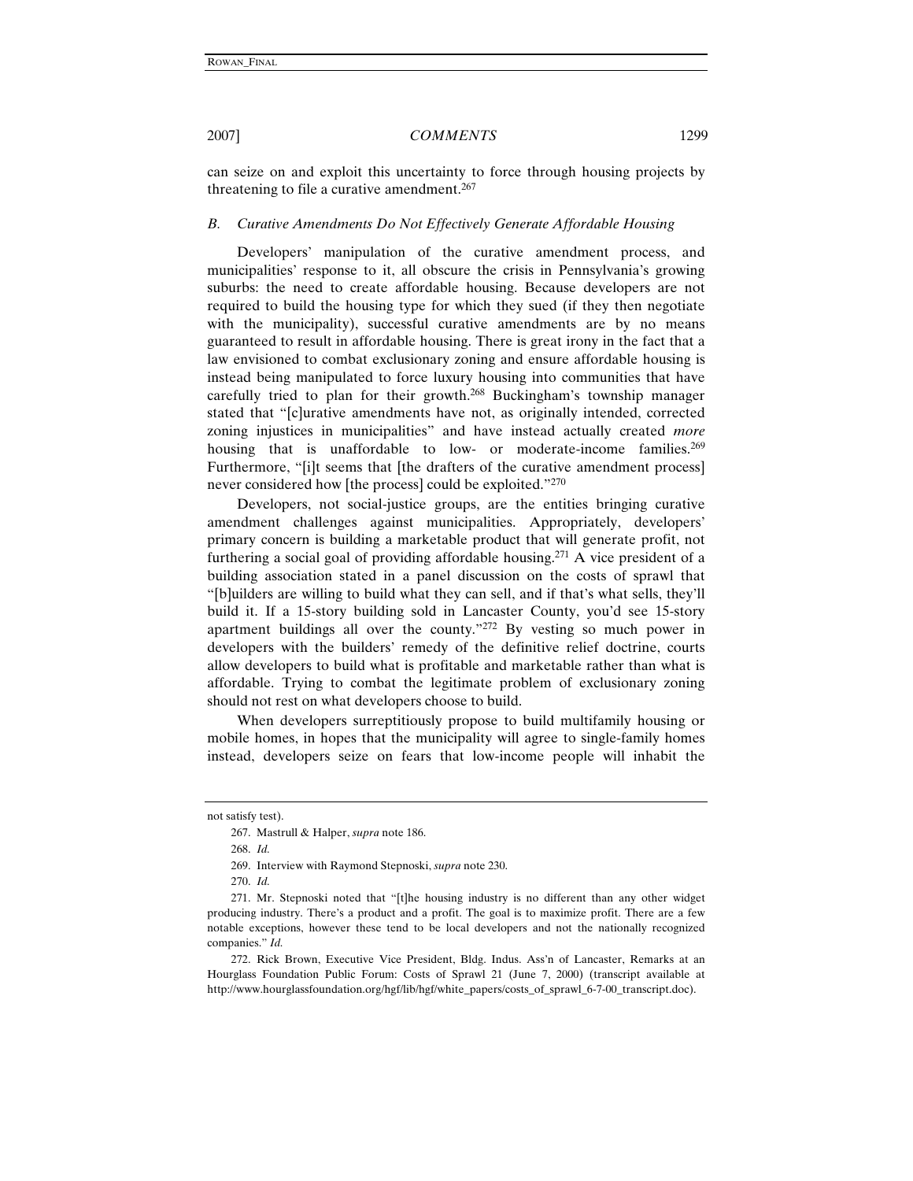can seize on and exploit this uncertainty to force through housing projects by threatening to file a curative amendment.[267]

### *B. Curative Amendments Do Not Effectively Generate Affordable Housing*

Developers' manipulation of the curative amendment process, and municipalities' response to it, all obscure the crisis in Pennsylvania's growing suburbs: the need to create affordable housing. Because developers are not required to build the housing type for which they sued (if they then negotiate with the municipality), successful curative amendments are by no means guaranteed to result in affordable housing. There is great irony in the fact that a law envisioned to combat exclusionary zoning and ensure affordable housing is instead being manipulated to force luxury housing into communities that have carefully tried to plan for their growth.[268] Buckingham's township manager stated that "[c]urative amendments have not, as originally intended, corrected zoning injustices in municipalities" and have instead actually created *more* housing that is unaffordable to low- or moderate-income families.[269] Furthermore, "[i]t seems that [the drafters of the curative amendment process] never considered how [the process] could be exploited."[270]

Developers, not social-justice groups, are the entities bringing curative amendment challenges against municipalities. Appropriately, developers' primary concern is building a marketable product that will generate profit, not furthering a social goal of providing affordable housing.[271] A vice president of a building association stated in a panel discussion on the costs of sprawl that "[b]uilders are willing to build what they can sell, and if that's what sells, they'll build it. If a 15-story building sold in Lancaster County, you'd see 15-story apartment buildings all over the county."[272] By vesting so much power in developers with the builders' remedy of the definitive relief doctrine, courts allow developers to build what is profitable and marketable rather than what is affordable. Trying to combat the legitimate problem of exclusionary zoning should not rest on what developers choose to build.

When developers surreptitiously propose to build multifamily housing or mobile homes, in hopes that the municipality will agree to single-family homes instead, developers seize on fears that low-income people will inhabit the

---

not satisfy test).

267. Mastrull & Halper, *supra* note 186.

268. *Id.*

269. Interview with Raymond Stepnoski, *supra* note 230.

270. *Id.*

271. Mr. Stepnoski noted that "[t]he housing industry is no different than any other widget producing industry. There's a product and a profit. The goal is to maximize profit. There are a few notable exceptions, however these tend to be local developers and not the nationally recognized companies." *Id.*

272. Rick Brown, Executive Vice President, Bldg. Indus. Ass'n of Lancaster, Remarks at an Hourglass Foundation Public Forum: Costs of Sprawl 21 (June 7, 2000) (transcript available at http://www.hourglassfoundation.org/hgf/lib/hgf/white_papers/costs_of_sprawl_6-7-00_transcript.doc).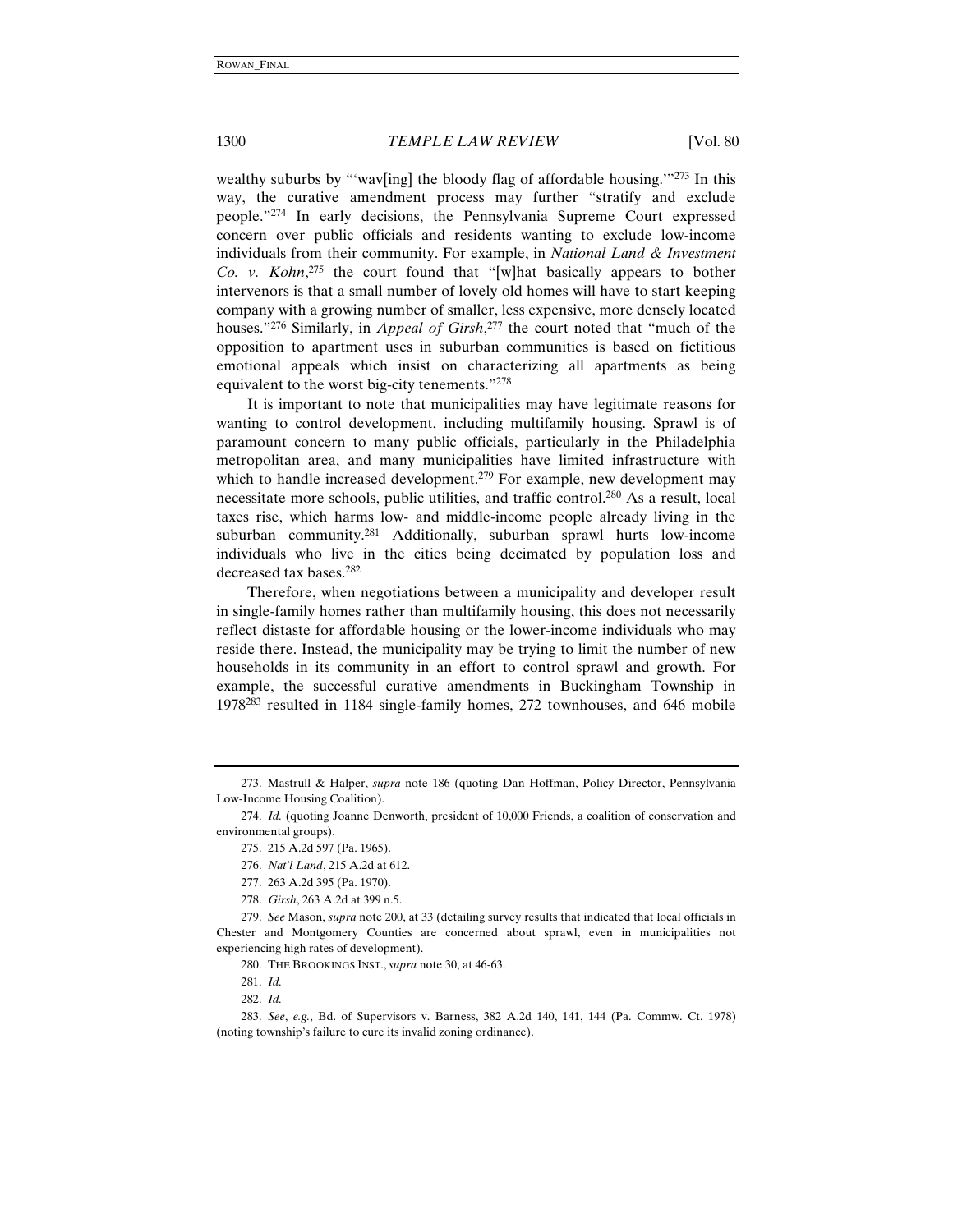wealthy suburbs by "'wav[ing] the bloody flag of affordable housing.'"[273] In this way, the curative amendment process may further "stratify and exclude people."[274] In early decisions, the Pennsylvania Supreme Court expressed concern over public officials and residents wanting to exclude low-income individuals from their community. For example, in *National Land & Investment Co. v. Kohn*,[275] the court found that "[w]hat basically appears to bother intervenors is that a small number of lovely old homes will have to start keeping company with a growing number of smaller, less expensive, more densely located houses."[276] Similarly, in *Appeal of Girsh*,[277] the court noted that "much of the opposition to apartment uses in suburban communities is based on fictitious emotional appeals which insist on characterizing all apartments as being equivalent to the worst big-city tenements."[278]

It is important to note that municipalities may have legitimate reasons for wanting to control development, including multifamily housing. Sprawl is of paramount concern to many public officials, particularly in the Philadelphia metropolitan area, and many municipalities have limited infrastructure with which to handle increased development.[279] For example, new development may necessitate more schools, public utilities, and traffic control.[280] As a result, local taxes rise, which harms low- and middle-income people already living in the suburban community.[281] Additionally, suburban sprawl hurts low-income individuals who live in the cities being decimated by population loss and decreased tax bases.[282]

Therefore, when negotiations between a municipality and developer result in single-family homes rather than multifamily housing, this does not necessarily reflect distaste for affordable housing or the lower-income individuals who may reside there. Instead, the municipality may be trying to limit the number of new households in its community in an effort to control sprawl and growth. For example, the successful curative amendments in Buckingham Township in 1978[283] resulted in 1184 single-family homes, 272 townhouses, and 646 mobile

---

273. Mastrull & Halper, *supra* note 186 (quoting Dan Hoffman, Policy Director, Pennsylvania Low-Income Housing Coalition).

274. *Id.* (quoting Joanne Denworth, president of 10,000 Friends, a coalition of conservation and environmental groups).

275. 215 A.2d 597 (Pa. 1965).

276. *Nat'l Land*, 215 A.2d at 612.

277. 263 A.2d 395 (Pa. 1970).

278. *Girsh*, 263 A.2d at 399 n.5.

279. *See* Mason, *supra* note 200, at 33 (detailing survey results that indicated that local officials in Chester and Montgomery Counties are concerned about sprawl, even in municipalities not experiencing high rates of development).

280. THE BROOKINGS INST., *supra* note 30, at 46-63.

281. *Id.*

282. *Id.*

283. *See*, *e.g.*, Bd. of Supervisors v. Barness, 382 A.2d 140, 141, 144 (Pa. Commw. Ct. 1978) (noting township's failure to cure its invalid zoning ordinance).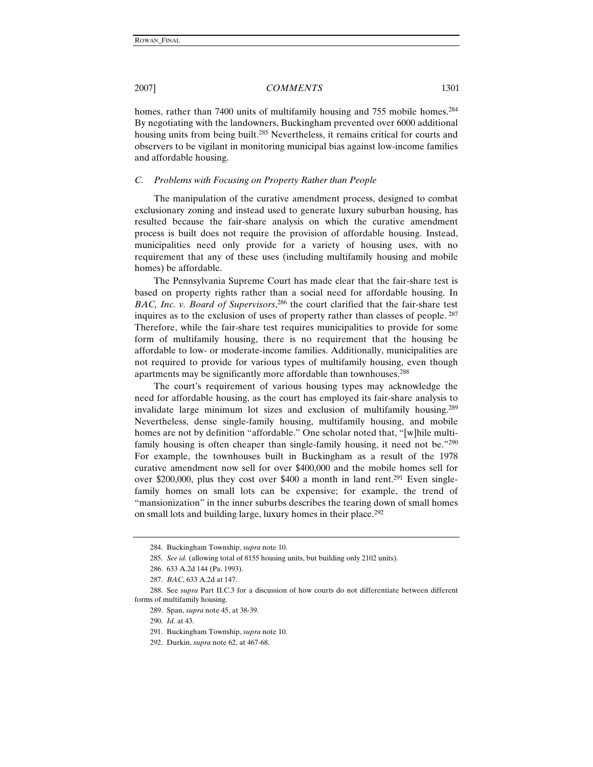homes, rather than 7400 units of multifamily housing and 755 mobile homes.[284] By negotiating with the landowners, Buckingham prevented over 6000 additional housing units from being built.[285] Nevertheless, it remains critical for courts and observers to be vigilant in monitoring municipal bias against low-income families and affordable housing.

### *C. Problems with Focusing on Property Rather than People*

The manipulation of the curative amendment process, designed to combat exclusionary zoning and instead used to generate luxury suburban housing, has resulted because the fair-share analysis on which the curative amendment process is built does not require the provision of affordable housing. Instead, municipalities need only provide for a variety of housing uses, with no requirement that any of these uses (including multifamily housing and mobile homes) be affordable.

The Pennsylvania Supreme Court has made clear that the fair-share test is based on property rights rather than a social need for affordable housing. In *BAC, Inc. v. Board of Supervisors*,[286] the court clarified that the fair-share test inquires as to the exclusion of uses of property rather than classes of people.[287] Therefore, while the fair-share test requires municipalities to provide for some form of multifamily housing, there is no requirement that the housing be affordable to low- or moderate-income families. Additionally, municipalities are not required to provide for various types of multifamily housing, even though apartments may be significantly more affordable than townhouses.[288]

The court's requirement of various housing types may acknowledge the need for affordable housing, as the court has employed its fair-share analysis to invalidate large minimum lot sizes and exclusion of multifamily housing.[289] Nevertheless, dense single-family housing, multifamily housing, and mobile homes are not by definition "affordable." One scholar noted that, "[w]hile multi-family housing is often cheaper than single-family housing, it need not be."[290] For example, the townhouses built in Buckingham as a result of the 1978 curative amendment now sell for over $400,000 and the mobile homes sell for over $200,000, plus they cost over $400 a month in land rent.[291] Even single-family homes on small lots can be expensive; for example, the trend of "mansionization" in the inner suburbs describes the tearing down of small homes on small lots and building large, luxury homes in their place.[292]

---

284. Buckingham Township, *supra* note 10.

285. *See id.* (allowing total of 8155 housing units, but building only 2102 units).

286. 633 A.2d 144 (Pa. 1993).

287. *BAC*, 633 A.2d at 147.

288. See *supra* Part II.C.3 for a discussion of how courts do not differentiate between different forms of multifamily housing.

289. Span, *supra* note 45, at 38-39.

290. *Id.* at 43.

291. Buckingham Township, *supra* note 10.

292. Durkin, *supra* note 62, at 467-68.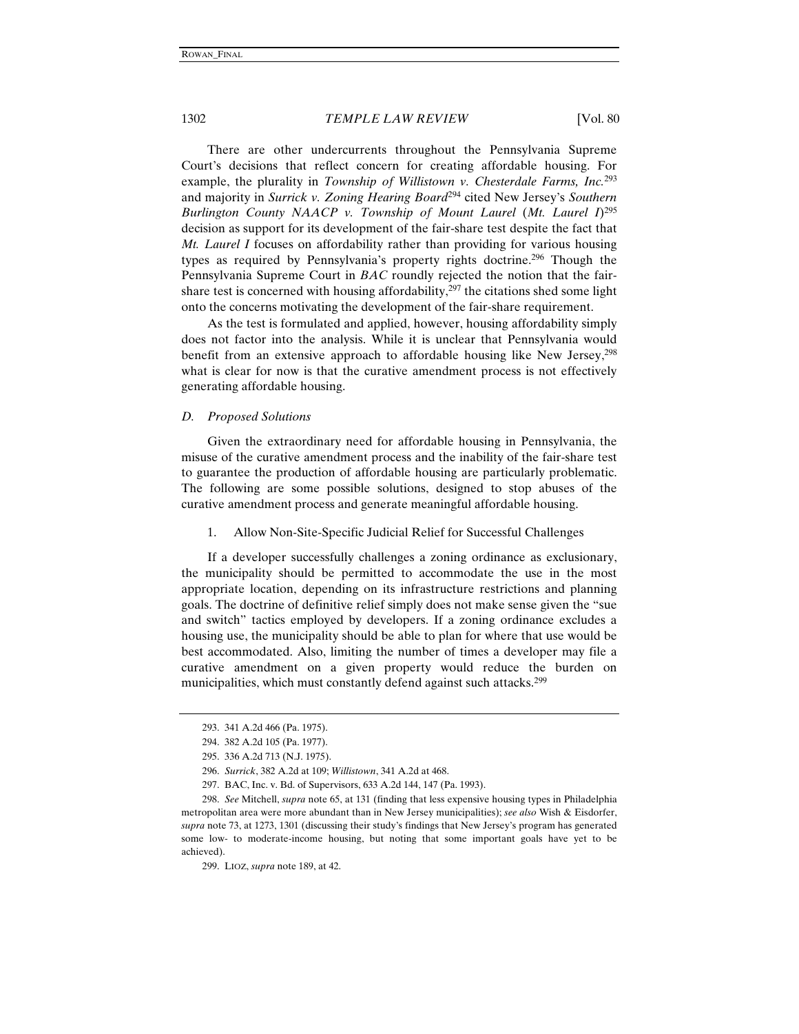There are other undercurrents throughout the Pennsylvania Supreme Court's decisions that reflect concern for creating affordable housing. For example, the plurality in *Township of Willistown v. Chesterdale Farms, Inc.*[293] and majority in *Surrick v. Zoning Hearing Board*[294] cited New Jersey's *Southern Burlington County NAACP v. Township of Mount Laurel* (*Mt. Laurel I*)[295] decision as support for its development of the fair-share test despite the fact that *Mt. Laurel I* focuses on affordability rather than providing for various housing types as required by Pennsylvania's property rights doctrine.[296] Though the Pennsylvania Supreme Court in *BAC* roundly rejected the notion that the fair-share test is concerned with housing affordability,[297] the citations shed some light onto the concerns motivating the development of the fair-share requirement.

As the test is formulated and applied, however, housing affordability simply does not factor into the analysis. While it is unclear that Pennsylvania would benefit from an extensive approach to affordable housing like New Jersey,[298] what is clear for now is that the curative amendment process is not effectively generating affordable housing.

### *D. Proposed Solutions*

Given the extraordinary need for affordable housing in Pennsylvania, the misuse of the curative amendment process and the inability of the fair-share test to guarantee the production of affordable housing are particularly problematic. The following are some possible solutions, designed to stop abuses of the curative amendment process and generate meaningful affordable housing.

#### 1. Allow Non-Site-Specific Judicial Relief for Successful Challenges

If a developer successfully challenges a zoning ordinance as exclusionary, the municipality should be permitted to accommodate the use in the most appropriate location, depending on its infrastructure restrictions and planning goals. The doctrine of definitive relief simply does not make sense given the "sue and switch" tactics employed by developers. If a zoning ordinance excludes a housing use, the municipality should be able to plan for where that use would be best accommodated. Also, limiting the number of times a developer may file a curative amendment on a given property would reduce the burden on municipalities, which must constantly defend against such attacks.[299]

---

293. 341 A.2d 466 (Pa. 1975).

294. 382 A.2d 105 (Pa. 1977).

295. 336 A.2d 713 (N.J. 1975).

296. *Surrick*, 382 A.2d at 109; *Willistown*, 341 A.2d at 468.

297. BAC, Inc. v. Bd. of Supervisors, 633 A.2d 144, 147 (Pa. 1993).

298. *See* Mitchell, *supra* note 65, at 131 (finding that less expensive housing types in Philadelphia metropolitan area were more abundant than in New Jersey municipalities); *see also* Wish & Eisdorfer, *supra* note 73, at 1273, 1301 (discussing their study's findings that New Jersey's program has generated some low- to moderate-income housing, but noting that some important goals have yet to be achieved).

299. LIOZ, *supra* note 189, at 42.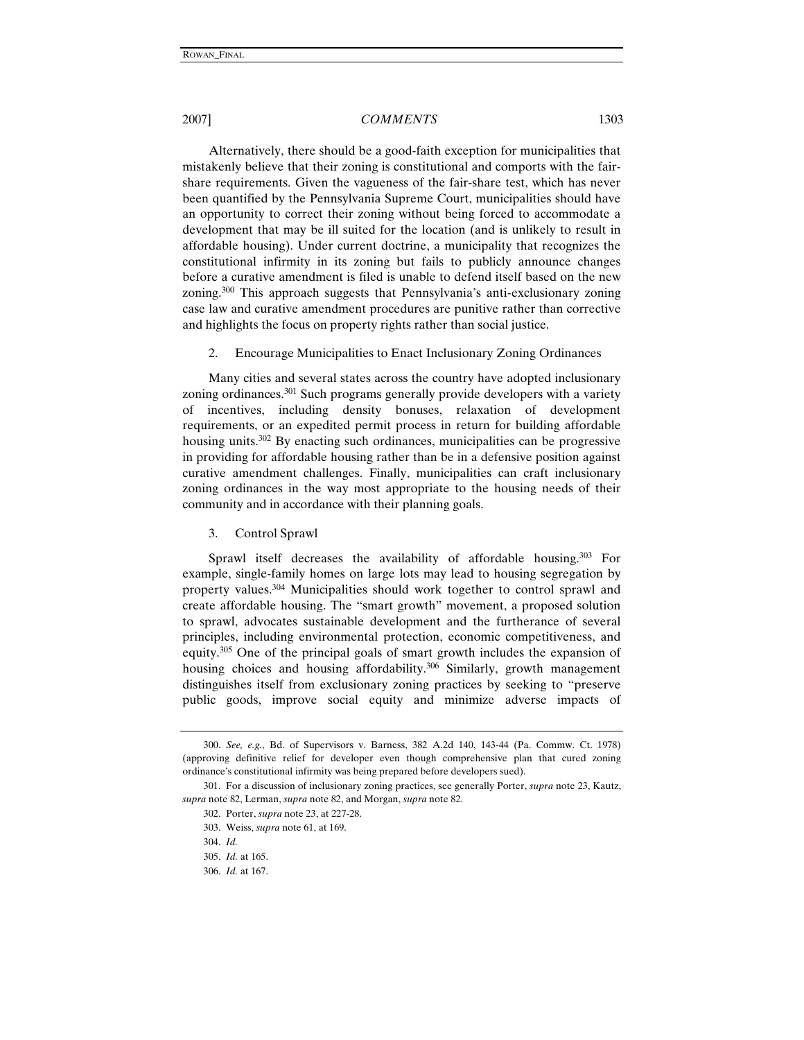Alternatively, there should be a good-faith exception for municipalities that mistakenly believe that their zoning is constitutional and comports with the fair-share requirements. Given the vagueness of the fair-share test, which has never been quantified by the Pennsylvania Supreme Court, municipalities should have an opportunity to correct their zoning without being forced to accommodate a development that may be ill suited for the location (and is unlikely to result in affordable housing). Under current doctrine, a municipality that recognizes the constitutional infirmity in its zoning but fails to publicly announce changes before a curative amendment is filed is unable to defend itself based on the new zoning.[300] This approach suggests that Pennsylvania's anti-exclusionary zoning case law and curative amendment procedures are punitive rather than corrective and highlights the focus on property rights rather than social justice.

### 2. Encourage Municipalities to Enact Inclusionary Zoning Ordinances

Many cities and several states across the country have adopted inclusionary zoning ordinances.[301] Such programs generally provide developers with a variety of incentives, including density bonuses, relaxation of development requirements, or an expedited permit process in return for building affordable housing units.[302] By enacting such ordinances, municipalities can be progressive in providing for affordable housing rather than be in a defensive position against curative amendment challenges. Finally, municipalities can craft inclusionary zoning ordinances in the way most appropriate to the housing needs of their community and in accordance with their planning goals.

### 3. Control Sprawl

Sprawl itself decreases the availability of affordable housing.[303] For example, single-family homes on large lots may lead to housing segregation by property values.[304] Municipalities should work together to control sprawl and create affordable housing. The "smart growth" movement, a proposed solution to sprawl, advocates sustainable development and the furtherance of several principles, including environmental protection, economic competitiveness, and equity.[305] One of the principal goals of smart growth includes the expansion of housing choices and housing affordability.[306] Similarly, growth management distinguishes itself from exclusionary zoning practices by seeking to "preserve public goods, improve social equity and minimize adverse impacts of

---

300. *See, e.g.*, Bd. of Supervisors v. Barness, 382 A.2d 140, 143-44 (Pa. Commw. Ct. 1978) (approving definitive relief for developer even though comprehensive plan that cured zoning ordinance's constitutional infirmity was being prepared before developers sued).

301. For a discussion of inclusionary zoning practices, see generally Porter, *supra* note 23, Kautz, *supra* note 82, Lerman, *supra* note 82, and Morgan, *supra* note 82.

302. Porter, *supra* note 23, at 227-28.

303. Weiss, *supra* note 61, at 169.

304. *Id.*

305. *Id.* at 165.

306. *Id.* at 167.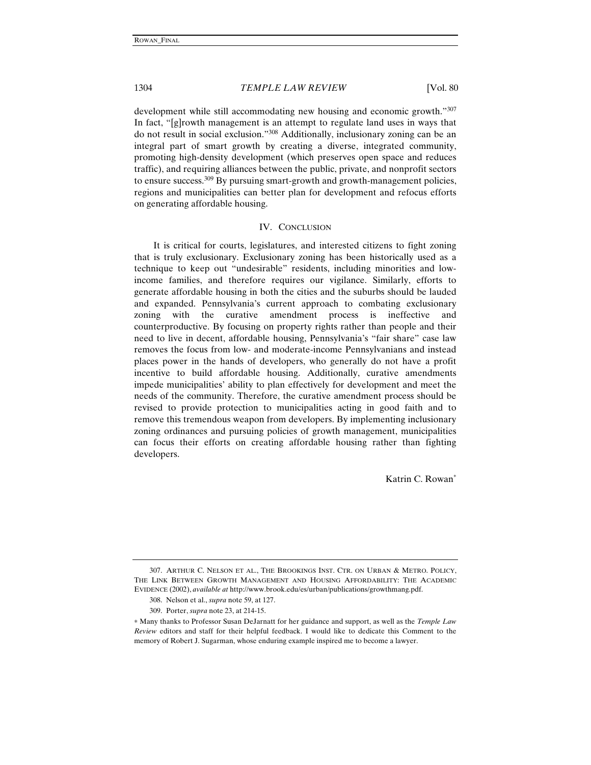development while still accommodating new housing and economic growth."[307] In fact, "[g]rowth management is an attempt to regulate land uses in ways that do not result in social exclusion."[308] Additionally, inclusionary zoning can be an integral part of smart growth by creating a diverse, integrated community, promoting high-density development (which preserves open space and reduces traffic), and requiring alliances between the public, private, and nonprofit sectors to ensure success.[309] By pursuing smart-growth and growth-management policies, regions and municipalities can better plan for development and refocus efforts on generating affordable housing.

## IV. CONCLUSION

It is critical for courts, legislatures, and interested citizens to fight zoning that is truly exclusionary. Exclusionary zoning has been historically used as a technique to keep out "undesirable" residents, including minorities and low-income families, and therefore requires our vigilance. Similarly, efforts to generate affordable housing in both the cities and the suburbs should be lauded and expanded. Pennsylvania's current approach to combating exclusionary zoning with the curative amendment process is ineffective and counterproductive. By focusing on property rights rather than people and their need to live in decent, affordable housing, Pennsylvania's "fair share" case law removes the focus from low- and moderate-income Pennsylvanians and instead places power in the hands of developers, who generally do not have a profit incentive to build affordable housing. Additionally, curative amendments impede municipalities' ability to plan effectively for development and meet the needs of the community. Therefore, the curative amendment process should be revised to provide protection to municipalities acting in good faith and to remove this tremendous weapon from developers. By implementing inclusionary zoning ordinances and pursuing policies of growth management, municipalities can focus their efforts on creating affordable housing rather than fighting developers.

Katrin C. Rowan[*]

---

307. ARTHUR C. NELSON ET AL., THE BROOKINGS INST. CTR. ON URBAN & METRO. POLICY, THE LINK BETWEEN GROWTH MANAGEMENT AND HOUSING AFFORDABILITY: THE ACADEMIC EVIDENCE (2002), *available at* http://www.brook.edu/es/urban/publications/growthmang.pdf.

308. Nelson et al., *supra* note 59, at 127.

309. Porter, *supra* note 23, at 214-15.

[*] Many thanks to Professor Susan DeJarnatt for her guidance and support, as well as the *Temple Law Review* editors and staff for their helpful feedback. I would like to dedicate this Comment to the memory of Robert J. Sugarman, whose enduring example inspired me to become a lawyer.